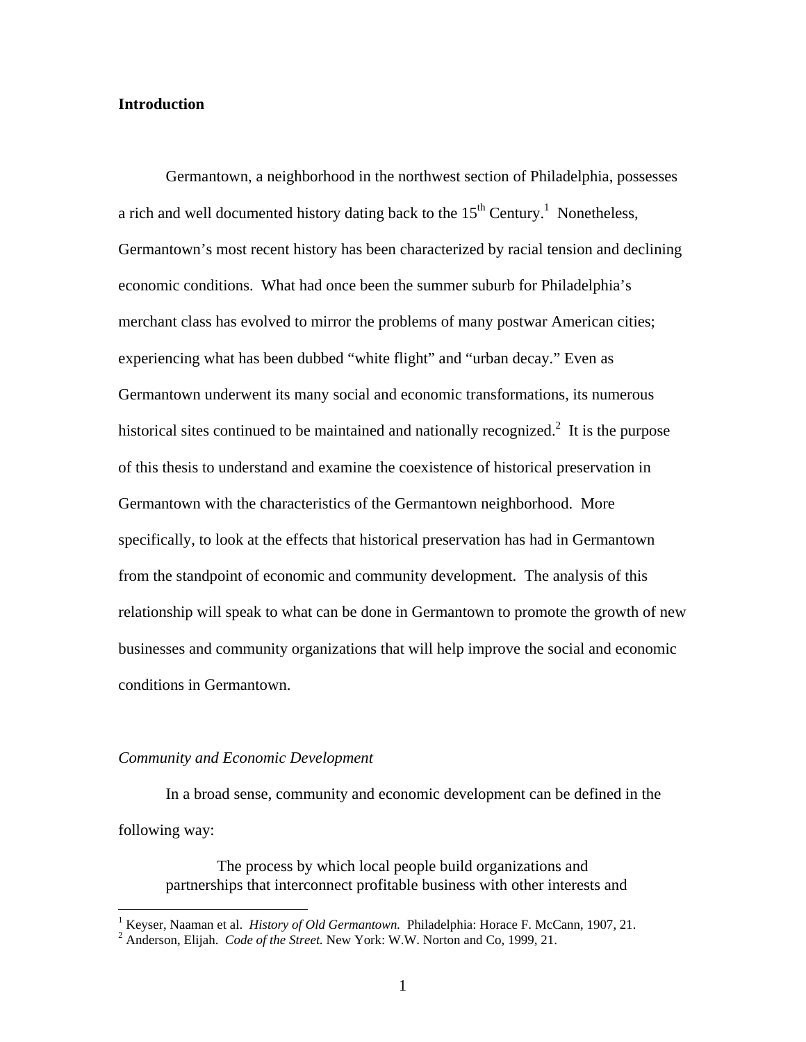## Introduction

Germantown, a neighborhood in the northwest section of Philadelphia, possesses a rich and well documented history dating back to the 15th Century.[1] Nonetheless, Germantown's most recent history has been characterized by racial tension and declining economic conditions. What had once been the summer suburb for Philadelphia's merchant class has evolved to mirror the problems of many postwar American cities; experiencing what has been dubbed "white flight" and "urban decay." Even as Germantown underwent its many social and economic transformations, its numerous historical sites continued to be maintained and nationally recognized.[2] It is the purpose of this thesis to understand and examine the coexistence of historical preservation in Germantown with the characteristics of the Germantown neighborhood. More specifically, to look at the effects that historical preservation has had in Germantown from the standpoint of economic and community development. The analysis of this relationship will speak to what can be done in Germantown to promote the growth of new businesses and community organizations that will help improve the social and economic conditions in Germantown.

### *Community and Economic Development*

In a broad sense, community and economic development can be defined in the following way:

> The process by which local people build organizations and partnerships that interconnect profitable business with other interests and

[1] Keyser, Naaman et al. *History of Old Germantown.* Philadelphia: Horace F. McCann, 1907, 21.

[2] Anderson, Elijah. *Code of the Street.* New York: W.W. Norton and Co, 1999, 21.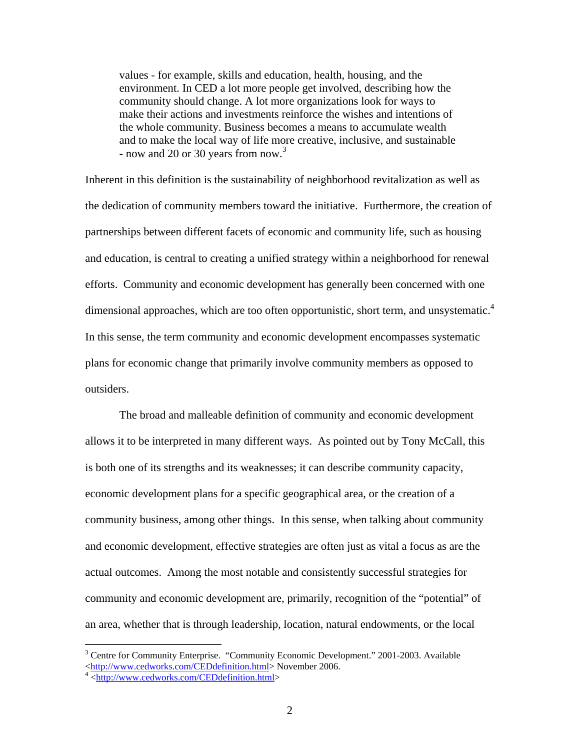> values - for example, skills and education, health, housing, and the environment. In CED a lot more people get involved, describing how the community should change. A lot more organizations look for ways to make their actions and investments reinforce the wishes and intentions of the whole community. Business becomes a means to accumulate wealth and to make the local way of life more creative, inclusive, and sustainable - now and 20 or 30 years from now.[3]

Inherent in this definition is the sustainability of neighborhood revitalization as well as the dedication of community members toward the initiative. Furthermore, the creation of partnerships between different facets of economic and community life, such as housing and education, is central to creating a unified strategy within a neighborhood for renewal efforts. Community and economic development has generally been concerned with one dimensional approaches, which are too often opportunistic, short term, and unsystematic.[4] In this sense, the term community and economic development encompasses systematic plans for economic change that primarily involve community members as opposed to outsiders.

The broad and malleable definition of community and economic development allows it to be interpreted in many different ways. As pointed out by Tony McCall, this is both one of its strengths and its weaknesses; it can describe community capacity, economic development plans for a specific geographical area, or the creation of a community business, among other things. In this sense, when talking about community and economic development, effective strategies are often just as vital a focus as are the actual outcomes. Among the most notable and consistently successful strategies for community and economic development are, primarily, recognition of the "potential" of an area, whether that is through leadership, location, natural endowments, or the local

---

[3] Centre for Community Enterprise. "Community Economic Development." 2001-2003. Available <http://www.cedworks.com/CEDdefinition.html> November 2006.

[4] <http://www.cedworks.com/CEDdefinition.html>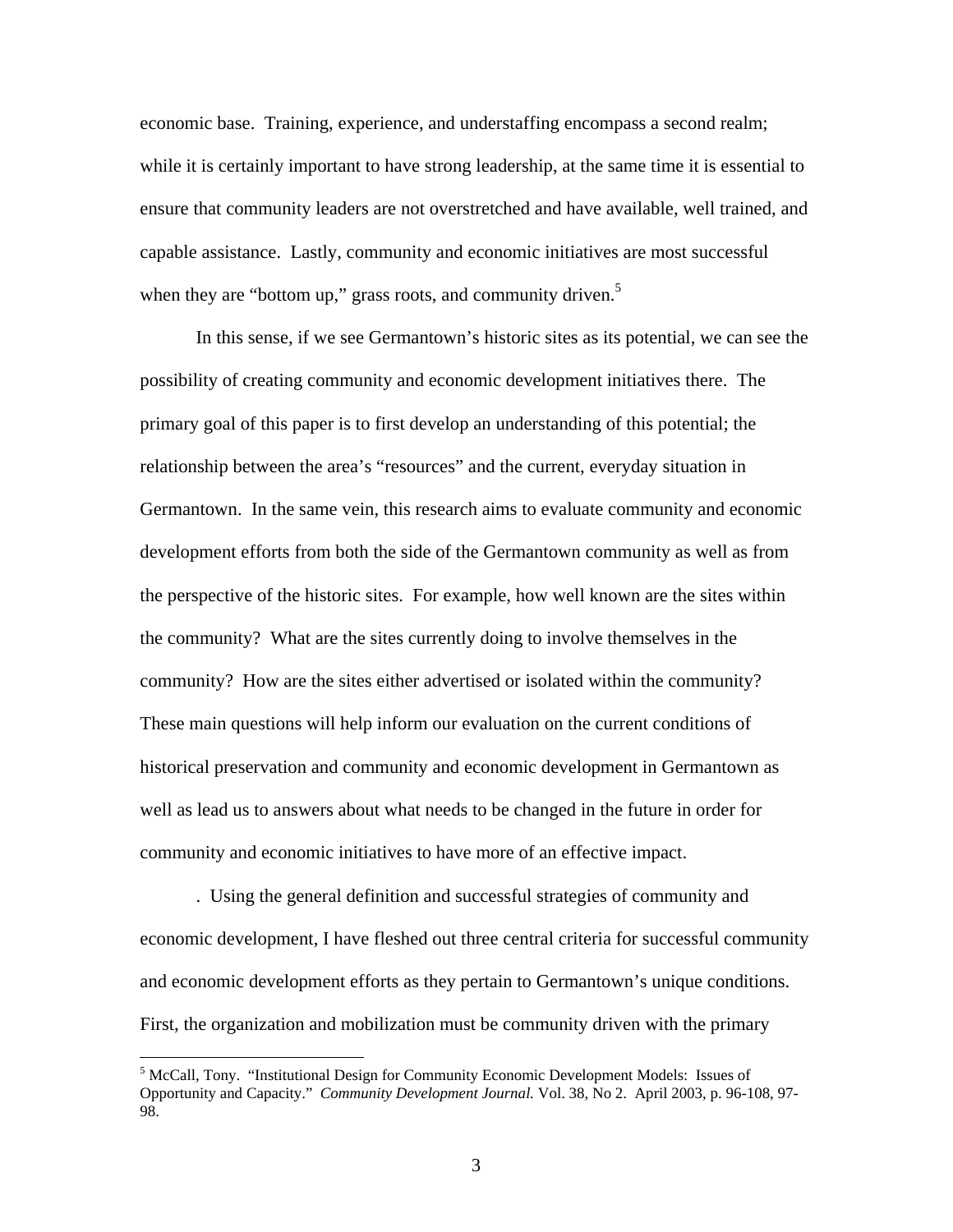economic base. Training, experience, and understaffing encompass a second realm; while it is certainly important to have strong leadership, at the same time it is essential to ensure that community leaders are not overstretched and have available, well trained, and capable assistance. Lastly, community and economic initiatives are most successful when they are "bottom up," grass roots, and community driven.[5]

In this sense, if we see Germantown's historic sites as its potential, we can see the possibility of creating community and economic development initiatives there. The primary goal of this paper is to first develop an understanding of this potential; the relationship between the area's "resources" and the current, everyday situation in Germantown. In the same vein, this research aims to evaluate community and economic development efforts from both the side of the Germantown community as well as from the perspective of the historic sites. For example, how well known are the sites within the community? What are the sites currently doing to involve themselves in the community? How are the sites either advertised or isolated within the community? These main questions will help inform our evaluation on the current conditions of historical preservation and community and economic development in Germantown as well as lead us to answers about what needs to be changed in the future in order for community and economic initiatives to have more of an effective impact.

. Using the general definition and successful strategies of community and economic development, I have fleshed out three central criteria for successful community and economic development efforts as they pertain to Germantown's unique conditions. First, the organization and mobilization must be community driven with the primary

---

[5] McCall, Tony. "Institutional Design for Community Economic Development Models: Issues of Opportunity and Capacity." *Community Development Journal.* Vol. 38, No 2. April 2003, p. 96-108, 97-98.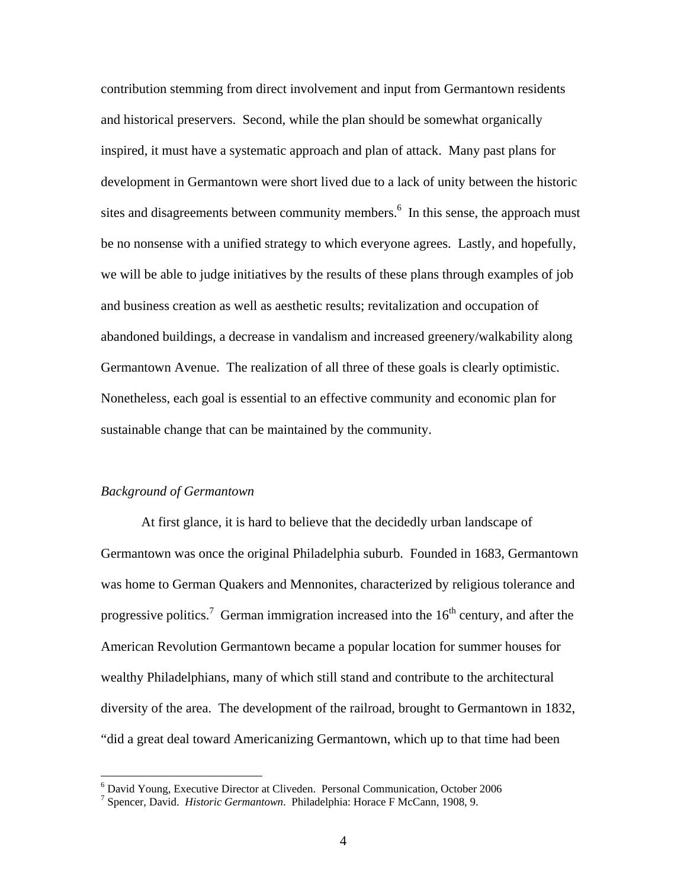contribution stemming from direct involvement and input from Germantown residents and historical preservers. Second, while the plan should be somewhat organically inspired, it must have a systematic approach and plan of attack. Many past plans for development in Germantown were short lived due to a lack of unity between the historic sites and disagreements between community members.[6] In this sense, the approach must be no nonsense with a unified strategy to which everyone agrees. Lastly, and hopefully, we will be able to judge initiatives by the results of these plans through examples of job and business creation as well as aesthetic results; revitalization and occupation of abandoned buildings, a decrease in vandalism and increased greenery/walkability along Germantown Avenue. The realization of all three of these goals is clearly optimistic. Nonetheless, each goal is essential to an effective community and economic plan for sustainable change that can be maintained by the community.

*Background of Germantown*

At first glance, it is hard to believe that the decidedly urban landscape of Germantown was once the original Philadelphia suburb. Founded in 1683, Germantown was home to German Quakers and Mennonites, characterized by religious tolerance and progressive politics.[7] German immigration increased into the 16th century, and after the American Revolution Germantown became a popular location for summer houses for wealthy Philadelphians, many of which still stand and contribute to the architectural diversity of the area. The development of the railroad, brought to Germantown in 1832, "did a great deal toward Americanizing Germantown, which up to that time had been

[6] David Young, Executive Director at Cliveden. Personal Communication, October 2006

[7] Spencer, David. *Historic Germantown*. Philadelphia: Horace F McCann, 1908, 9.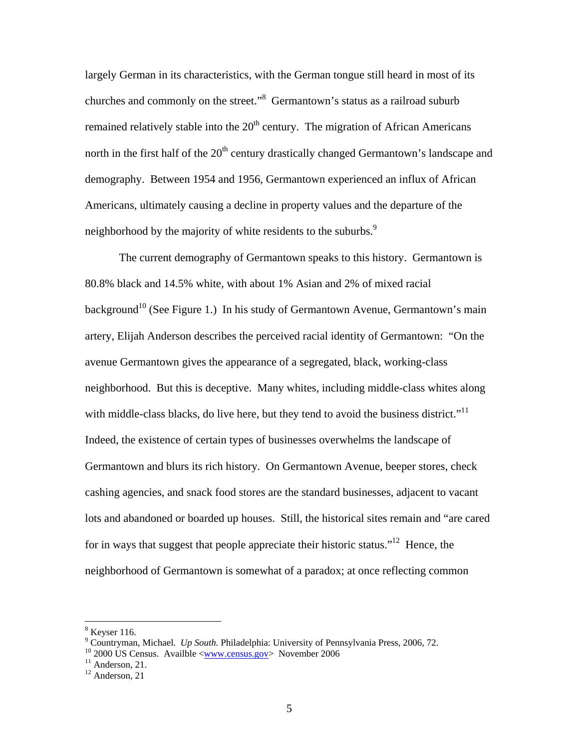largely German in its characteristics, with the German tongue still heard in most of its churches and commonly on the street."[8] Germantown's status as a railroad suburb remained relatively stable into the 20th century. The migration of African Americans north in the first half of the 20th century drastically changed Germantown's landscape and demography. Between 1954 and 1956, Germantown experienced an influx of African Americans, ultimately causing a decline in property values and the departure of the neighborhood by the majority of white residents to the suburbs.[9]

The current demography of Germantown speaks to this history. Germantown is 80.8% black and 14.5% white, with about 1% Asian and 2% of mixed racial background[10] (See Figure 1.) In his study of Germantown Avenue, Germantown's main artery, Elijah Anderson describes the perceived racial identity of Germantown: "On the avenue Germantown gives the appearance of a segregated, black, working-class neighborhood. But this is deceptive. Many whites, including middle-class whites along with middle-class blacks, do live here, but they tend to avoid the business district."[11] Indeed, the existence of certain types of businesses overwhelms the landscape of Germantown and blurs its rich history. On Germantown Avenue, beeper stores, check cashing agencies, and snack food stores are the standard businesses, adjacent to vacant lots and abandoned or boarded up houses. Still, the historical sites remain and "are cared for in ways that suggest that people appreciate their historic status."[12] Hence, the neighborhood of Germantown is somewhat of a paradox; at once reflecting common

---

[8] Keyser 116.

[9] Countryman, Michael. *Up South.* Philadelphia: University of Pennsylvania Press, 2006, 72.

[10] 2000 US Census. Availble <www.census.gov> November 2006

[11] Anderson, 21.

[12] Anderson, 21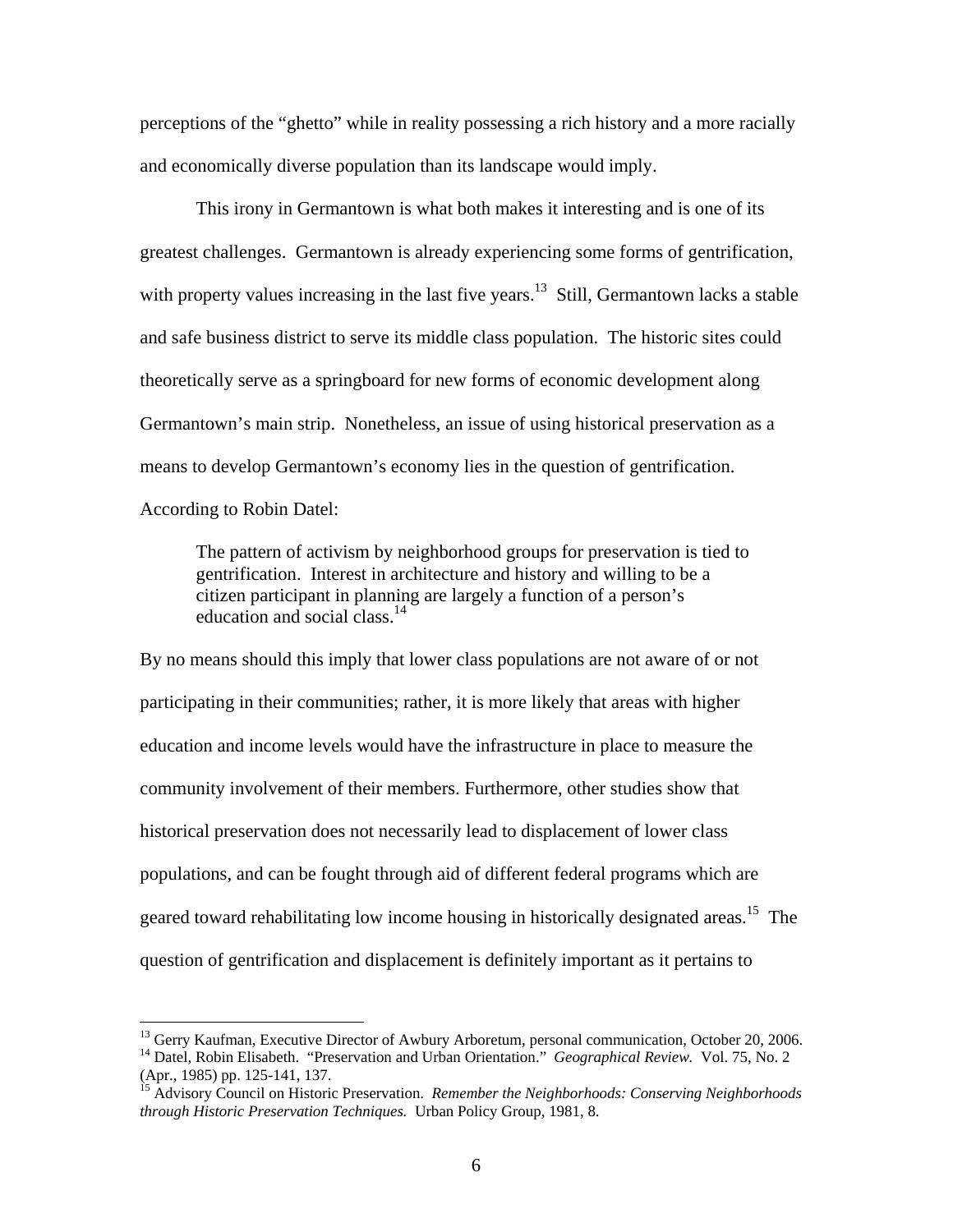perceptions of the "ghetto" while in reality possessing a rich history and a more racially and economically diverse population than its landscape would imply.

This irony in Germantown is what both makes it interesting and is one of its greatest challenges. Germantown is already experiencing some forms of gentrification, with property values increasing in the last five years.[13] Still, Germantown lacks a stable and safe business district to serve its middle class population. The historic sites could theoretically serve as a springboard for new forms of economic development along Germantown's main strip. Nonetheless, an issue of using historical preservation as a means to develop Germantown's economy lies in the question of gentrification. According to Robin Datel:

> The pattern of activism by neighborhood groups for preservation is tied to gentrification. Interest in architecture and history and willing to be a citizen participant in planning are largely a function of a person's education and social class.[14]

By no means should this imply that lower class populations are not aware of or not participating in their communities; rather, it is more likely that areas with higher education and income levels would have the infrastructure in place to measure the community involvement of their members. Furthermore, other studies show that historical preservation does not necessarily lead to displacement of lower class populations, and can be fought through aid of different federal programs which are geared toward rehabilitating low income housing in historically designated areas.[15] The question of gentrification and displacement is definitely important as it pertains to

---

[13] Gerry Kaufman, Executive Director of Awbury Arboretum, personal communication, October 20, 2006.

[14] Datel, Robin Elisabeth. "Preservation and Urban Orientation." *Geographical Review.* Vol. 75, No. 2 (Apr., 1985) pp. 125-141, 137.

[15] Advisory Council on Historic Preservation. *Remember the Neighborhoods: Conserving Neighborhoods through Historic Preservation Techniques.* Urban Policy Group, 1981, 8.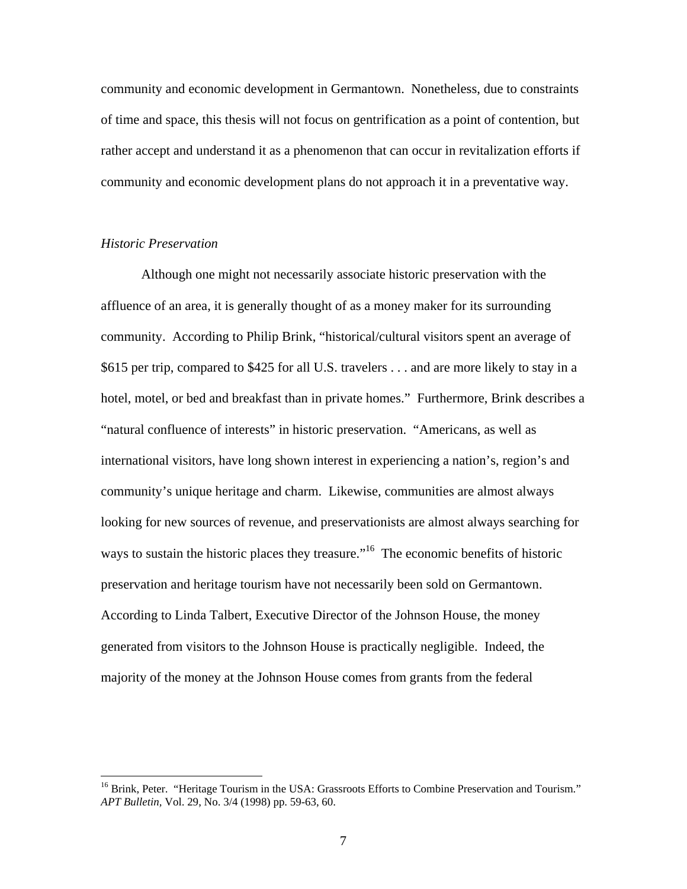community and economic development in Germantown. Nonetheless, due to constraints of time and space, this thesis will not focus on gentrification as a point of contention, but rather accept and understand it as a phenomenon that can occur in revitalization efforts if community and economic development plans do not approach it in a preventative way.

*Historic Preservation*

Although one might not necessarily associate historic preservation with the affluence of an area, it is generally thought of as a money maker for its surrounding community. According to Philip Brink, "historical/cultural visitors spent an average of $615 per trip, compared to $425 for all U.S. travelers . . . and are more likely to stay in a hotel, motel, or bed and breakfast than in private homes." Furthermore, Brink describes a "natural confluence of interests" in historic preservation. "Americans, as well as international visitors, have long shown interest in experiencing a nation's, region's and community's unique heritage and charm. Likewise, communities are almost always looking for new sources of revenue, and preservationists are almost always searching for ways to sustain the historic places they treasure."[16] The economic benefits of historic preservation and heritage tourism have not necessarily been sold on Germantown. According to Linda Talbert, Executive Director of the Johnson House, the money generated from visitors to the Johnson House is practically negligible. Indeed, the majority of the money at the Johnson House comes from grants from the federal

[16] Brink, Peter. "Heritage Tourism in the USA: Grassroots Efforts to Combine Preservation and Tourism." *APT Bulletin*, Vol. 29, No. 3/4 (1998) pp. 59-63, 60.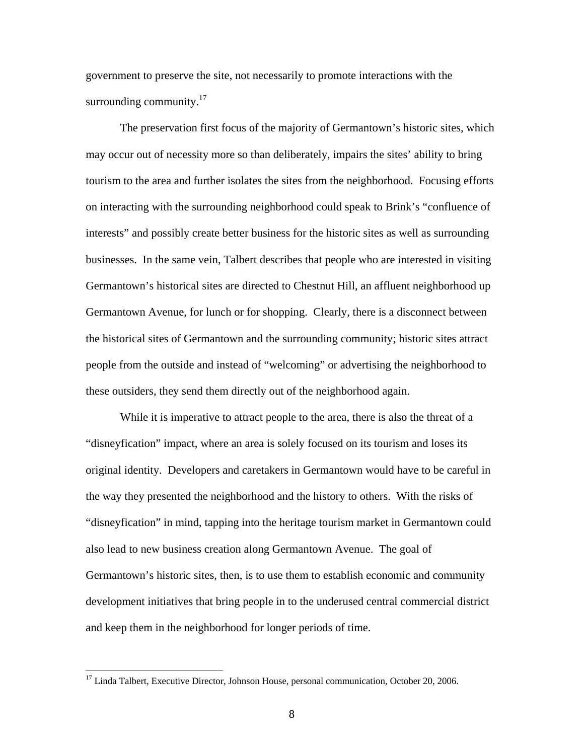government to preserve the site, not necessarily to promote interactions with the surrounding community.[17]

The preservation first focus of the majority of Germantown's historic sites, which may occur out of necessity more so than deliberately, impairs the sites' ability to bring tourism to the area and further isolates the sites from the neighborhood. Focusing efforts on interacting with the surrounding neighborhood could speak to Brink's "confluence of interests" and possibly create better business for the historic sites as well as surrounding businesses. In the same vein, Talbert describes that people who are interested in visiting Germantown's historical sites are directed to Chestnut Hill, an affluent neighborhood up Germantown Avenue, for lunch or for shopping. Clearly, there is a disconnect between the historical sites of Germantown and the surrounding community; historic sites attract people from the outside and instead of "welcoming" or advertising the neighborhood to these outsiders, they send them directly out of the neighborhood again.

While it is imperative to attract people to the area, there is also the threat of a "disneyfication" impact, where an area is solely focused on its tourism and loses its original identity. Developers and caretakers in Germantown would have to be careful in the way they presented the neighborhood and the history to others. With the risks of "disneyfication" in mind, tapping into the heritage tourism market in Germantown could also lead to new business creation along Germantown Avenue. The goal of Germantown's historic sites, then, is to use them to establish economic and community development initiatives that bring people in to the underused central commercial district and keep them in the neighborhood for longer periods of time.

[17] Linda Talbert, Executive Director, Johnson House, personal communication, October 20, 2006.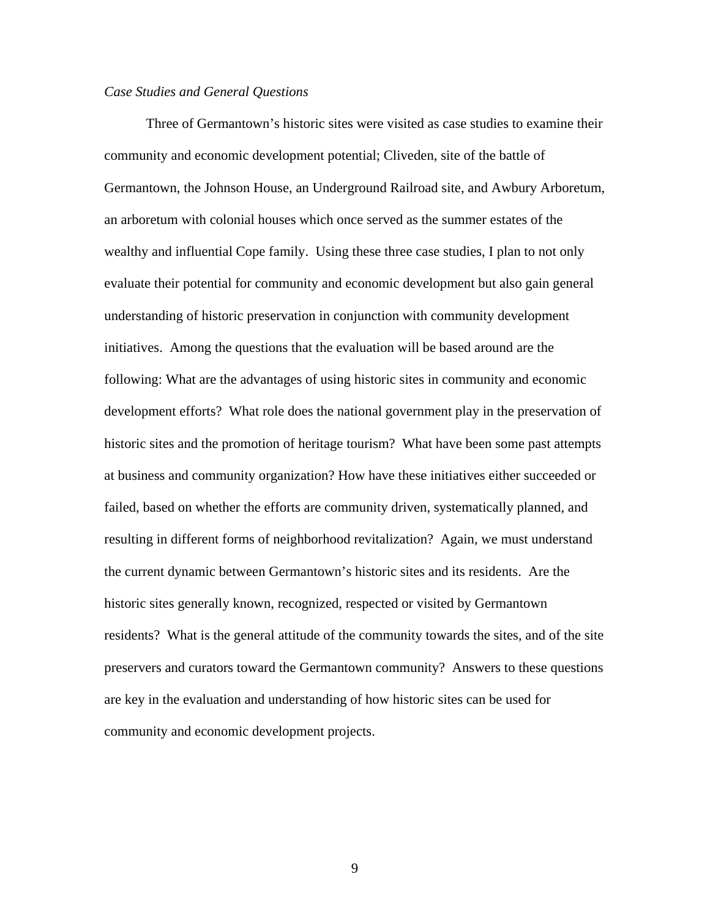*Case Studies and General Questions*

Three of Germantown's historic sites were visited as case studies to examine their community and economic development potential; Cliveden, site of the battle of Germantown, the Johnson House, an Underground Railroad site, and Awbury Arboretum, an arboretum with colonial houses which once served as the summer estates of the wealthy and influential Cope family. Using these three case studies, I plan to not only evaluate their potential for community and economic development but also gain general understanding of historic preservation in conjunction with community development initiatives. Among the questions that the evaluation will be based around are the following: What are the advantages of using historic sites in community and economic development efforts? What role does the national government play in the preservation of historic sites and the promotion of heritage tourism? What have been some past attempts at business and community organization? How have these initiatives either succeeded or failed, based on whether the efforts are community driven, systematically planned, and resulting in different forms of neighborhood revitalization? Again, we must understand the current dynamic between Germantown's historic sites and its residents. Are the historic sites generally known, recognized, respected or visited by Germantown residents? What is the general attitude of the community towards the sites, and of the site preservers and curators toward the Germantown community? Answers to these questions are key in the evaluation and understanding of how historic sites can be used for community and economic development projects.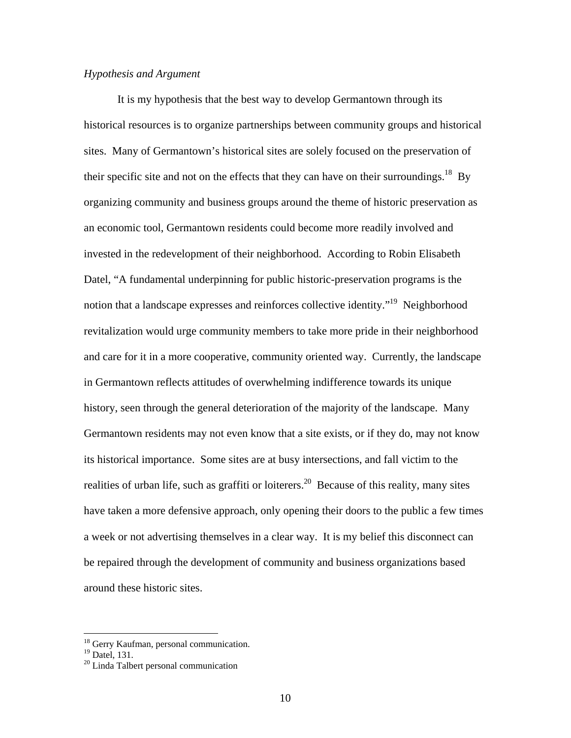*Hypothesis and Argument*

It is my hypothesis that the best way to develop Germantown through its historical resources is to organize partnerships between community groups and historical sites. Many of Germantown's historical sites are solely focused on the preservation of their specific site and not on the effects that they can have on their surroundings.[18] By organizing community and business groups around the theme of historic preservation as an economic tool, Germantown residents could become more readily involved and invested in the redevelopment of their neighborhood. According to Robin Elisabeth Datel, "A fundamental underpinning for public historic-preservation programs is the notion that a landscape expresses and reinforces collective identity."[19] Neighborhood revitalization would urge community members to take more pride in their neighborhood and care for it in a more cooperative, community oriented way. Currently, the landscape in Germantown reflects attitudes of overwhelming indifference towards its unique history, seen through the general deterioration of the majority of the landscape. Many Germantown residents may not even know that a site exists, or if they do, may not know its historical importance. Some sites are at busy intersections, and fall victim to the realities of urban life, such as graffiti or loiterers.[20] Because of this reality, many sites have taken a more defensive approach, only opening their doors to the public a few times a week or not advertising themselves in a clear way. It is my belief this disconnect can be repaired through the development of community and business organizations based around these historic sites.

---

[18] Gerry Kaufman, personal communication.

[19] Datel, 131.

[20] Linda Talbert personal communication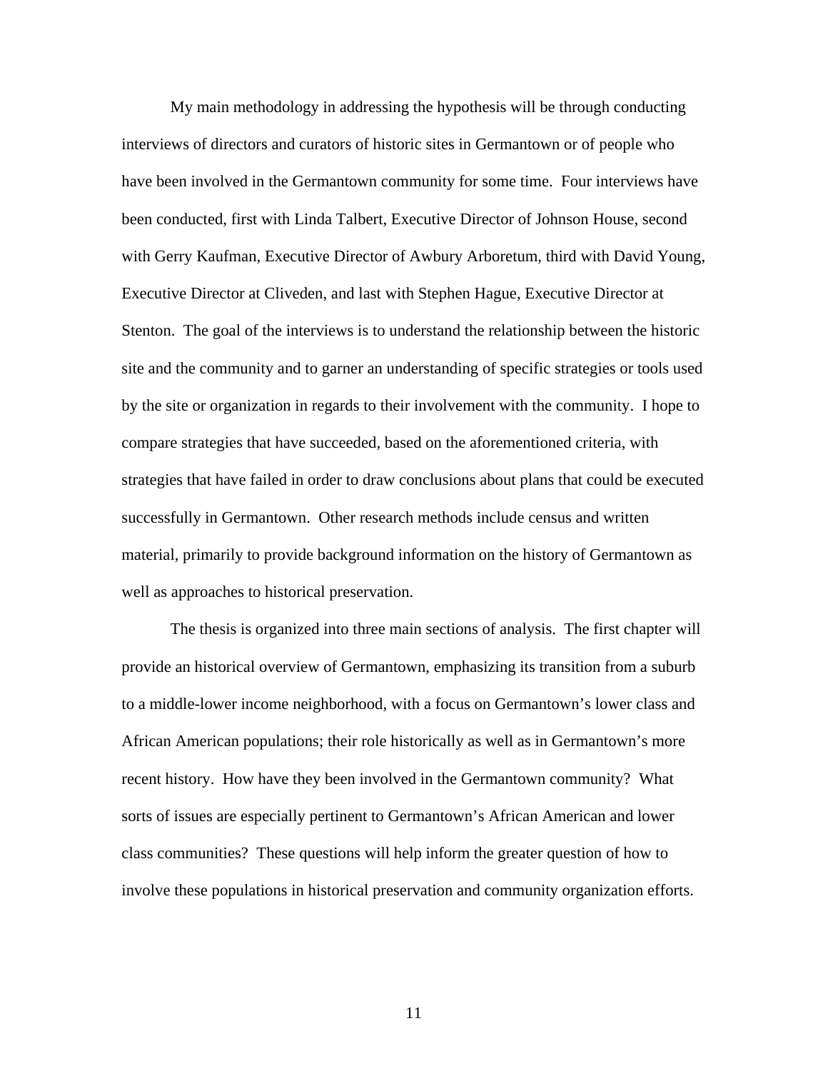My main methodology in addressing the hypothesis will be through conducting interviews of directors and curators of historic sites in Germantown or of people who have been involved in the Germantown community for some time. Four interviews have been conducted, first with Linda Talbert, Executive Director of Johnson House, second with Gerry Kaufman, Executive Director of Awbury Arboretum, third with David Young, Executive Director at Cliveden, and last with Stephen Hague, Executive Director at Stenton. The goal of the interviews is to understand the relationship between the historic site and the community and to garner an understanding of specific strategies or tools used by the site or organization in regards to their involvement with the community. I hope to compare strategies that have succeeded, based on the aforementioned criteria, with strategies that have failed in order to draw conclusions about plans that could be executed successfully in Germantown. Other research methods include census and written material, primarily to provide background information on the history of Germantown as well as approaches to historical preservation.

The thesis is organized into three main sections of analysis. The first chapter will provide an historical overview of Germantown, emphasizing its transition from a suburb to a middle-lower income neighborhood, with a focus on Germantown's lower class and African American populations; their role historically as well as in Germantown's more recent history. How have they been involved in the Germantown community? What sorts of issues are especially pertinent to Germantown's African American and lower class communities? These questions will help inform the greater question of how to involve these populations in historical preservation and community organization efforts.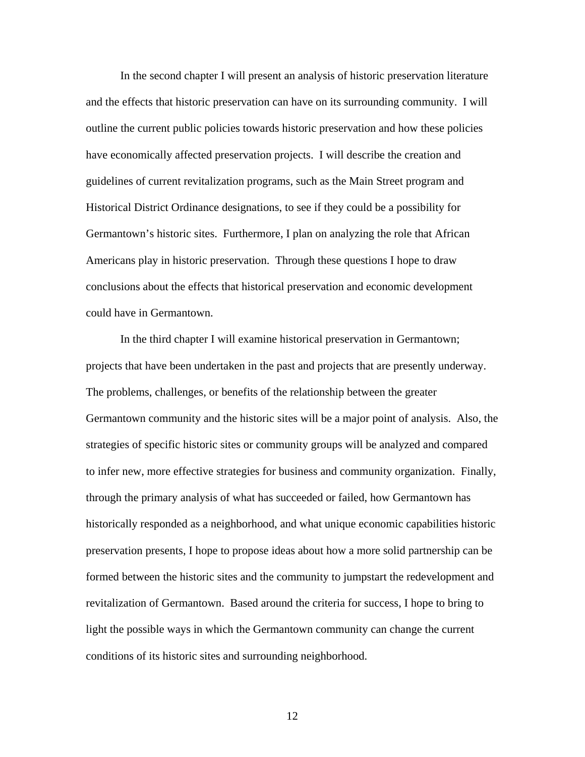In the second chapter I will present an analysis of historic preservation literature and the effects that historic preservation can have on its surrounding community. I will outline the current public policies towards historic preservation and how these policies have economically affected preservation projects. I will describe the creation and guidelines of current revitalization programs, such as the Main Street program and Historical District Ordinance designations, to see if they could be a possibility for Germantown's historic sites. Furthermore, I plan on analyzing the role that African Americans play in historic preservation. Through these questions I hope to draw conclusions about the effects that historical preservation and economic development could have in Germantown.

In the third chapter I will examine historical preservation in Germantown; projects that have been undertaken in the past and projects that are presently underway. The problems, challenges, or benefits of the relationship between the greater Germantown community and the historic sites will be a major point of analysis. Also, the strategies of specific historic sites or community groups will be analyzed and compared to infer new, more effective strategies for business and community organization. Finally, through the primary analysis of what has succeeded or failed, how Germantown has historically responded as a neighborhood, and what unique economic capabilities historic preservation presents, I hope to propose ideas about how a more solid partnership can be formed between the historic sites and the community to jumpstart the redevelopment and revitalization of Germantown. Based around the criteria for success, I hope to bring to light the possible ways in which the Germantown community can change the current conditions of its historic sites and surrounding neighborhood.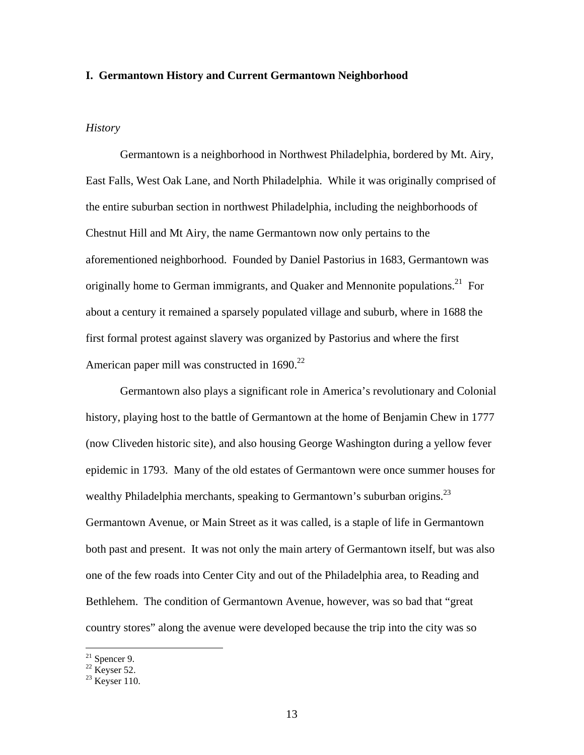## I. Germantown History and Current Germantown Neighborhood

*History*

Germantown is a neighborhood in Northwest Philadelphia, bordered by Mt. Airy, East Falls, West Oak Lane, and North Philadelphia. While it was originally comprised of the entire suburban section in northwest Philadelphia, including the neighborhoods of Chestnut Hill and Mt Airy, the name Germantown now only pertains to the aforementioned neighborhood. Founded by Daniel Pastorius in 1683, Germantown was originally home to German immigrants, and Quaker and Mennonite populations.[21] For about a century it remained a sparsely populated village and suburb, where in 1688 the first formal protest against slavery was organized by Pastorius and where the first American paper mill was constructed in 1690.[22]

Germantown also plays a significant role in America's revolutionary and Colonial history, playing host to the battle of Germantown at the home of Benjamin Chew in 1777 (now Cliveden historic site), and also housing George Washington during a yellow fever epidemic in 1793. Many of the old estates of Germantown were once summer houses for wealthy Philadelphia merchants, speaking to Germantown's suburban origins.[23] Germantown Avenue, or Main Street as it was called, is a staple of life in Germantown both past and present. It was not only the main artery of Germantown itself, but was also one of the few roads into Center City and out of the Philadelphia area, to Reading and Bethlehem. The condition of Germantown Avenue, however, was so bad that "great country stores" along the avenue were developed because the trip into the city was so

---

[21] Spencer 9.
[22] Keyser 52.
[23] Keyser 110.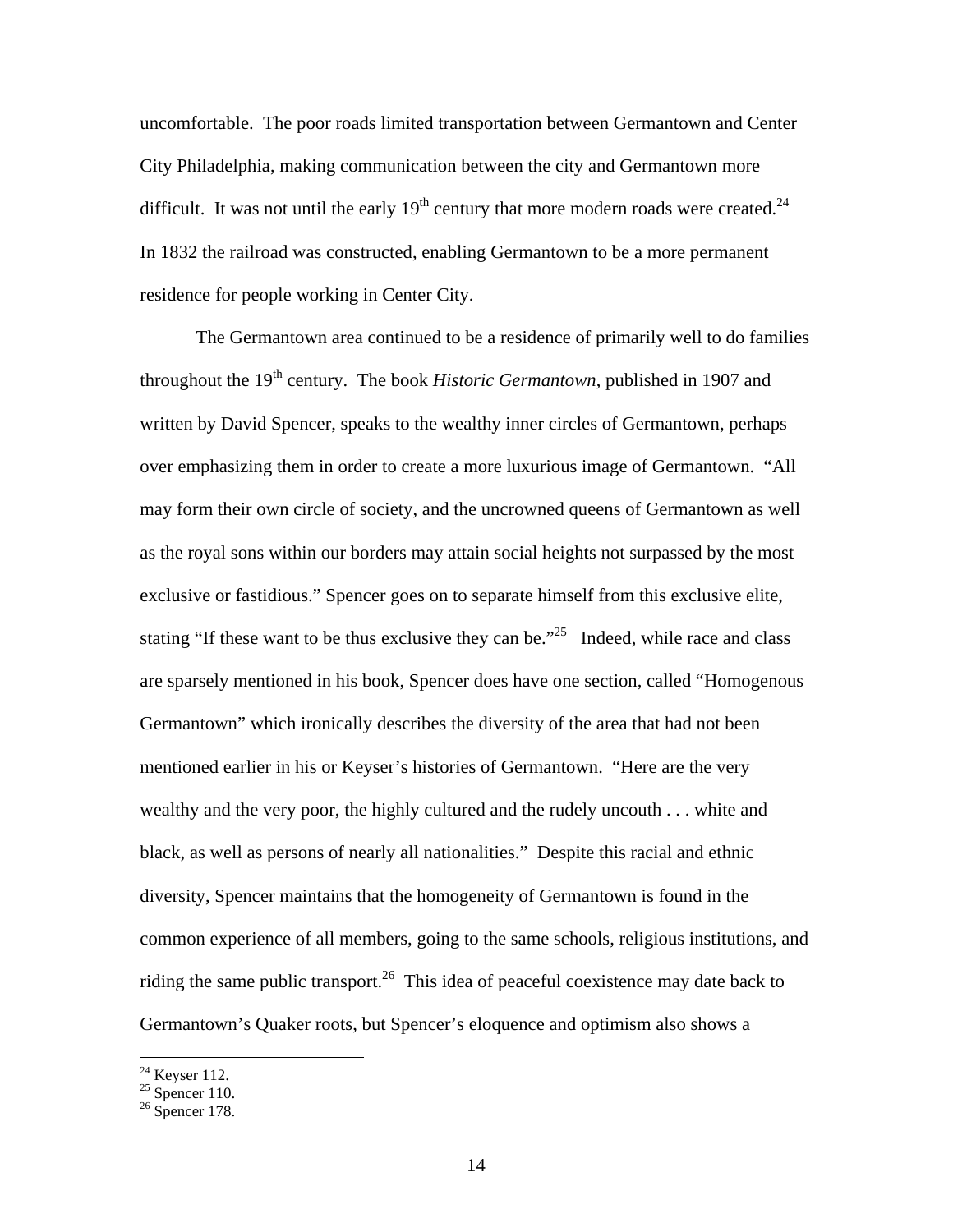uncomfortable. The poor roads limited transportation between Germantown and Center City Philadelphia, making communication between the city and Germantown more difficult. It was not until the early 19th century that more modern roads were created.[24] In 1832 the railroad was constructed, enabling Germantown to be a more permanent residence for people working in Center City.

The Germantown area continued to be a residence of primarily well to do families throughout the 19th century. The book *Historic Germantown*, published in 1907 and written by David Spencer, speaks to the wealthy inner circles of Germantown, perhaps over emphasizing them in order to create a more luxurious image of Germantown. "All may form their own circle of society, and the uncrowned queens of Germantown as well as the royal sons within our borders may attain social heights not surpassed by the most exclusive or fastidious." Spencer goes on to separate himself from this exclusive elite, stating "If these want to be thus exclusive they can be."[25] Indeed, while race and class are sparsely mentioned in his book, Spencer does have one section, called "Homogenous Germantown" which ironically describes the diversity of the area that had not been mentioned earlier in his or Keyser's histories of Germantown. "Here are the very wealthy and the very poor, the highly cultured and the rudely uncouth . . . white and black, as well as persons of nearly all nationalities." Despite this racial and ethnic diversity, Spencer maintains that the homogeneity of Germantown is found in the common experience of all members, going to the same schools, religious institutions, and riding the same public transport.[26] This idea of peaceful coexistence may date back to Germantown's Quaker roots, but Spencer's eloquence and optimism also shows a

---

[24] Keyser 112.
[25] Spencer 110.
[26] Spencer 178.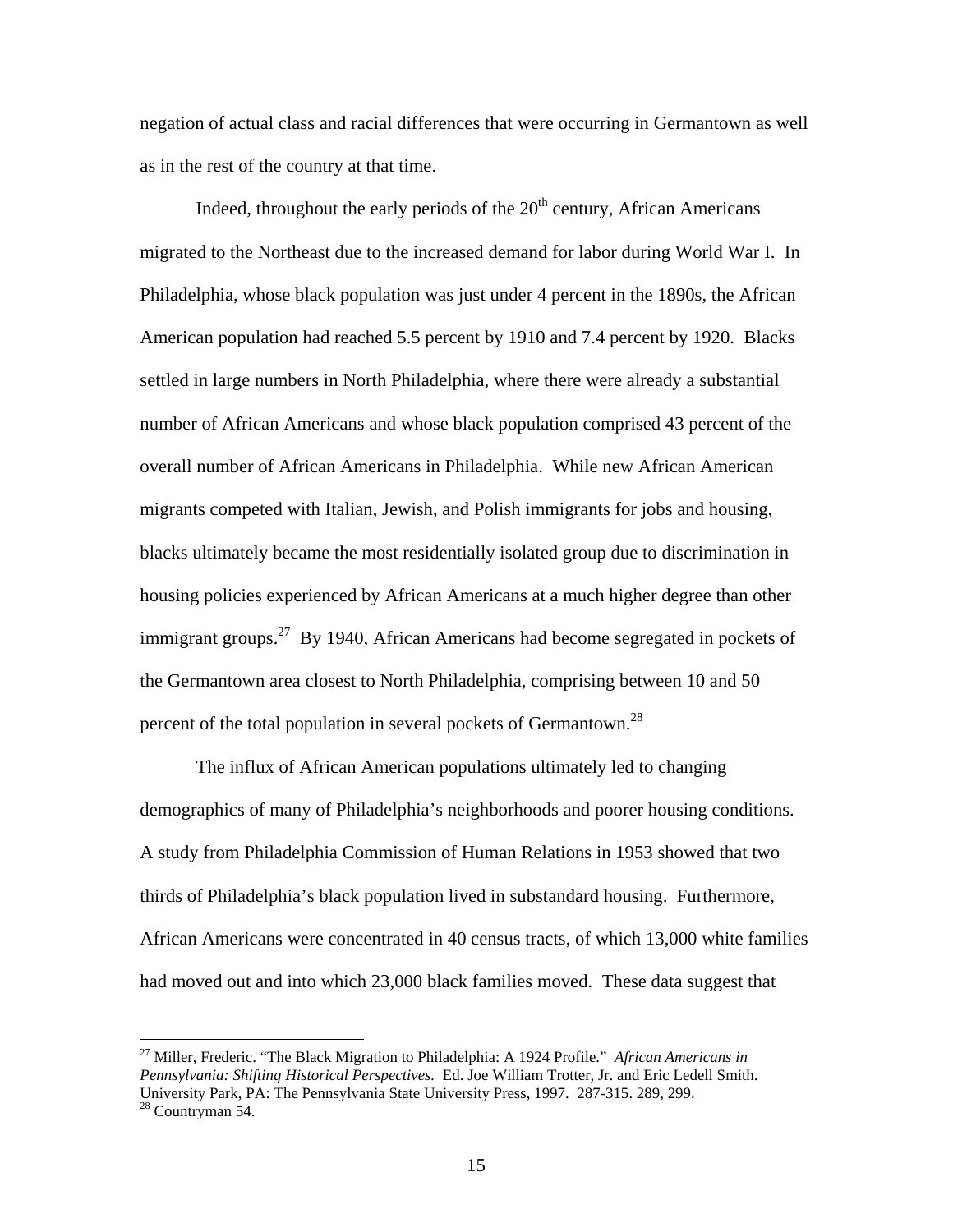negation of actual class and racial differences that were occurring in Germantown as well as in the rest of the country at that time.

Indeed, throughout the early periods of the 20th century, African Americans migrated to the Northeast due to the increased demand for labor during World War I. In Philadelphia, whose black population was just under 4 percent in the 1890s, the African American population had reached 5.5 percent by 1910 and 7.4 percent by 1920. Blacks settled in large numbers in North Philadelphia, where there were already a substantial number of African Americans and whose black population comprised 43 percent of the overall number of African Americans in Philadelphia. While new African American migrants competed with Italian, Jewish, and Polish immigrants for jobs and housing, blacks ultimately became the most residentially isolated group due to discrimination in housing policies experienced by African Americans at a much higher degree than other immigrant groups.[27] By 1940, African Americans had become segregated in pockets of the Germantown area closest to North Philadelphia, comprising between 10 and 50 percent of the total population in several pockets of Germantown.[28]

The influx of African American populations ultimately led to changing demographics of many of Philadelphia's neighborhoods and poorer housing conditions. A study from Philadelphia Commission of Human Relations in 1953 showed that two thirds of Philadelphia's black population lived in substandard housing. Furthermore, African Americans were concentrated in 40 census tracts, of which 13,000 white families had moved out and into which 23,000 black families moved. These data suggest that

---

[27] Miller, Frederic. "The Black Migration to Philadelphia: A 1924 Profile." *African Americans in Pennsylvania: Shifting Historical Perspectives.* Ed. Joe William Trotter, Jr. and Eric Ledell Smith. University Park, PA: The Pennsylvania State University Press, 1997. 287-315. 289, 299.

[28] Countryman 54.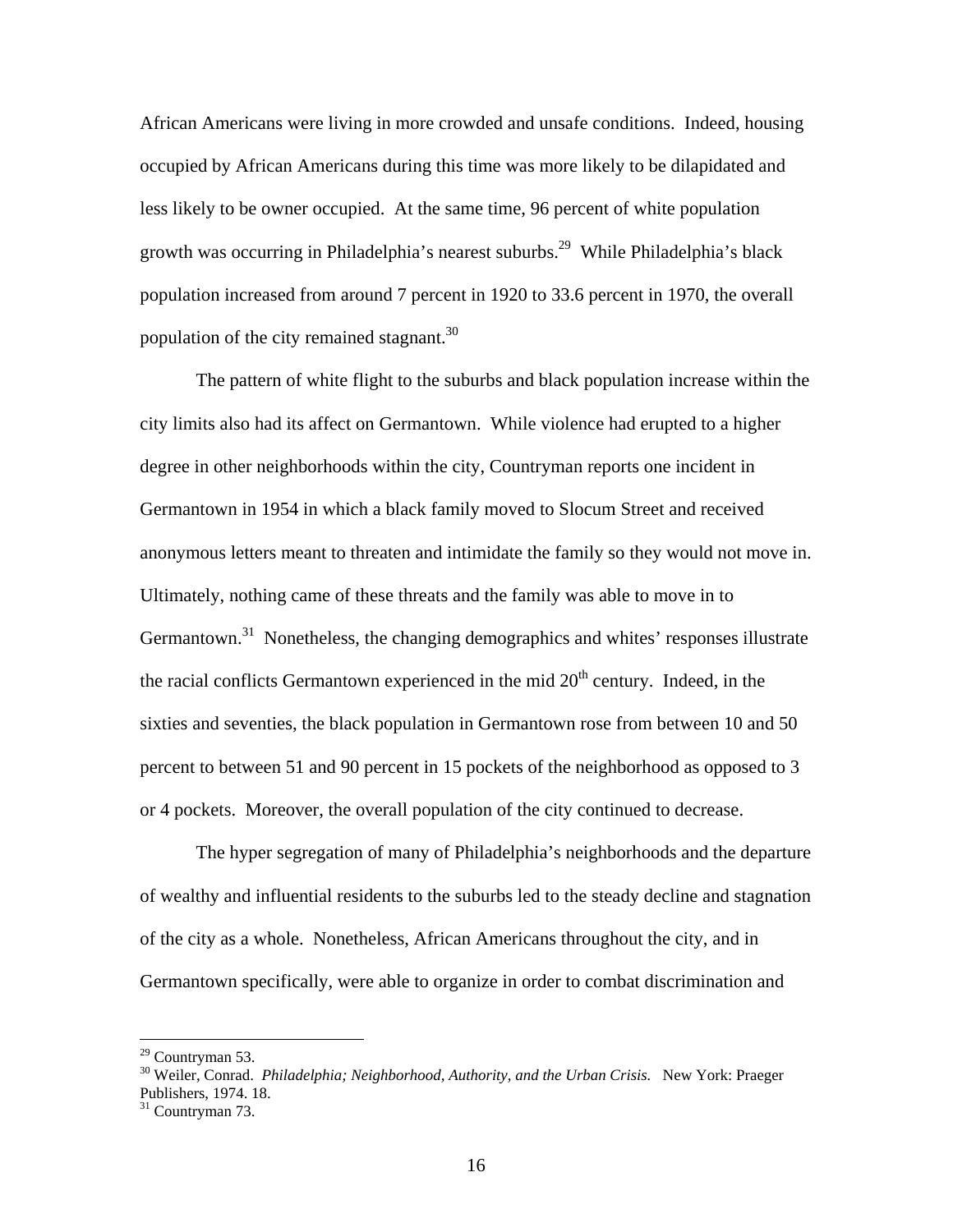African Americans were living in more crowded and unsafe conditions. Indeed, housing occupied by African Americans during this time was more likely to be dilapidated and less likely to be owner occupied. At the same time, 96 percent of white population growth was occurring in Philadelphia's nearest suburbs.[29] While Philadelphia's black population increased from around 7 percent in 1920 to 33.6 percent in 1970, the overall population of the city remained stagnant.[30]

The pattern of white flight to the suburbs and black population increase within the city limits also had its affect on Germantown. While violence had erupted to a higher degree in other neighborhoods within the city, Countryman reports one incident in Germantown in 1954 in which a black family moved to Slocum Street and received anonymous letters meant to threaten and intimidate the family so they would not move in. Ultimately, nothing came of these threats and the family was able to move in to Germantown.[31] Nonetheless, the changing demographics and whites' responses illustrate the racial conflicts Germantown experienced in the mid 20th century. Indeed, in the sixties and seventies, the black population in Germantown rose from between 10 and 50 percent to between 51 and 90 percent in 15 pockets of the neighborhood as opposed to 3 or 4 pockets. Moreover, the overall population of the city continued to decrease.

The hyper segregation of many of Philadelphia's neighborhoods and the departure of wealthy and influential residents to the suburbs led to the steady decline and stagnation of the city as a whole. Nonetheless, African Americans throughout the city, and in Germantown specifically, were able to organize in order to combat discrimination and

---

[29] Countryman 53.

[30] Weiler, Conrad. *Philadelphia; Neighborhood, Authority, and the Urban Crisis.* New York: Praeger Publishers, 1974. 18.

[31] Countryman 73.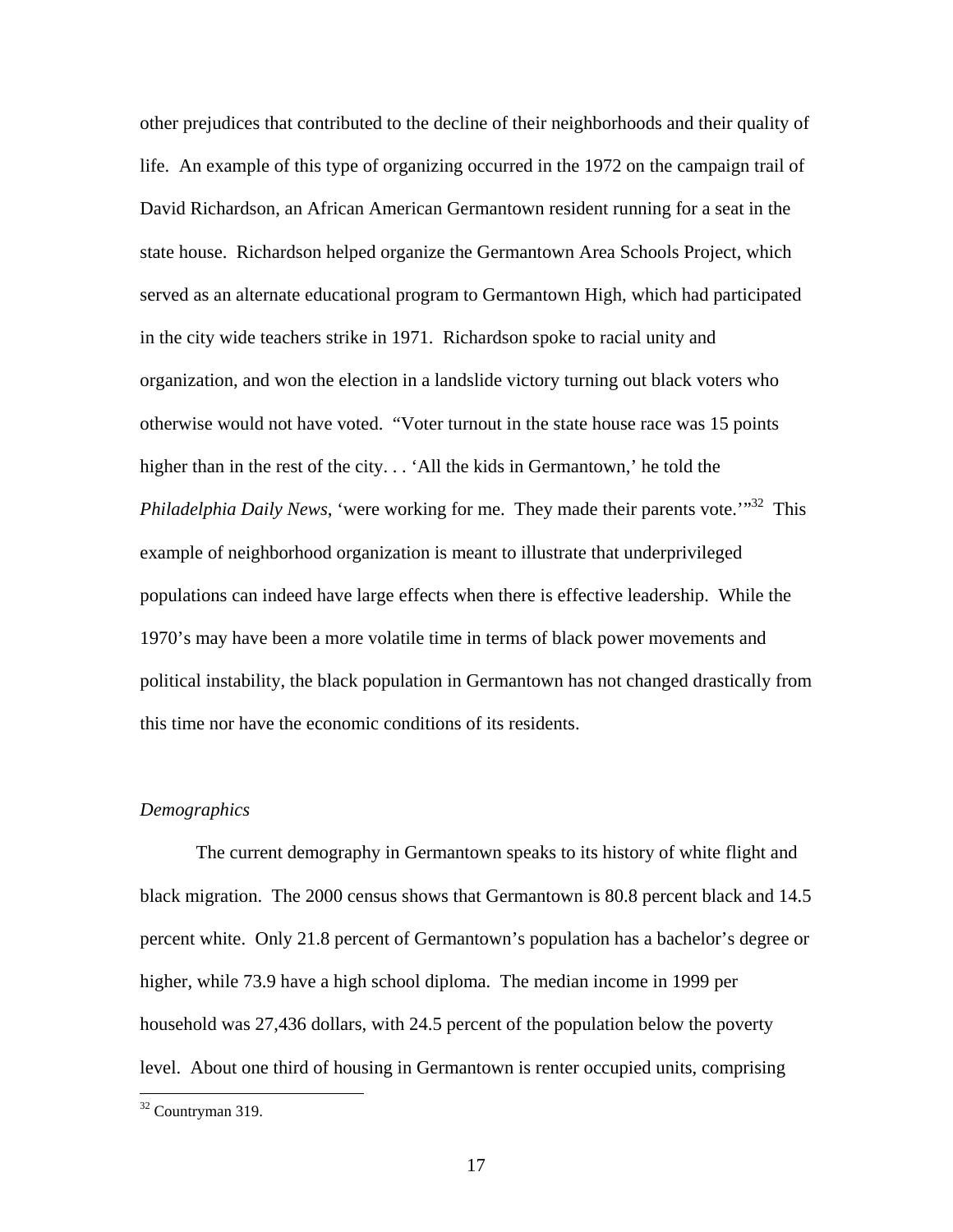other prejudices that contributed to the decline of their neighborhoods and their quality of life. An example of this type of organizing occurred in the 1972 on the campaign trail of David Richardson, an African American Germantown resident running for a seat in the state house. Richardson helped organize the Germantown Area Schools Project, which served as an alternate educational program to Germantown High, which had participated in the city wide teachers strike in 1971. Richardson spoke to racial unity and organization, and won the election in a landslide victory turning out black voters who otherwise would not have voted. "Voter turnout in the state house race was 15 points higher than in the rest of the city. . . 'All the kids in Germantown,' he told the *Philadelphia Daily News*, 'were working for me. They made their parents vote.'"[32] This example of neighborhood organization is meant to illustrate that underprivileged populations can indeed have large effects when there is effective leadership. While the 1970's may have been a more volatile time in terms of black power movements and political instability, the black population in Germantown has not changed drastically from this time nor have the economic conditions of its residents.

*Demographics*

The current demography in Germantown speaks to its history of white flight and black migration. The 2000 census shows that Germantown is 80.8 percent black and 14.5 percent white. Only 21.8 percent of Germantown's population has a bachelor's degree or higher, while 73.9 have a high school diploma. The median income in 1999 per household was 27,436 dollars, with 24.5 percent of the population below the poverty level. About one third of housing in Germantown is renter occupied units, comprising

[32] Countryman 319.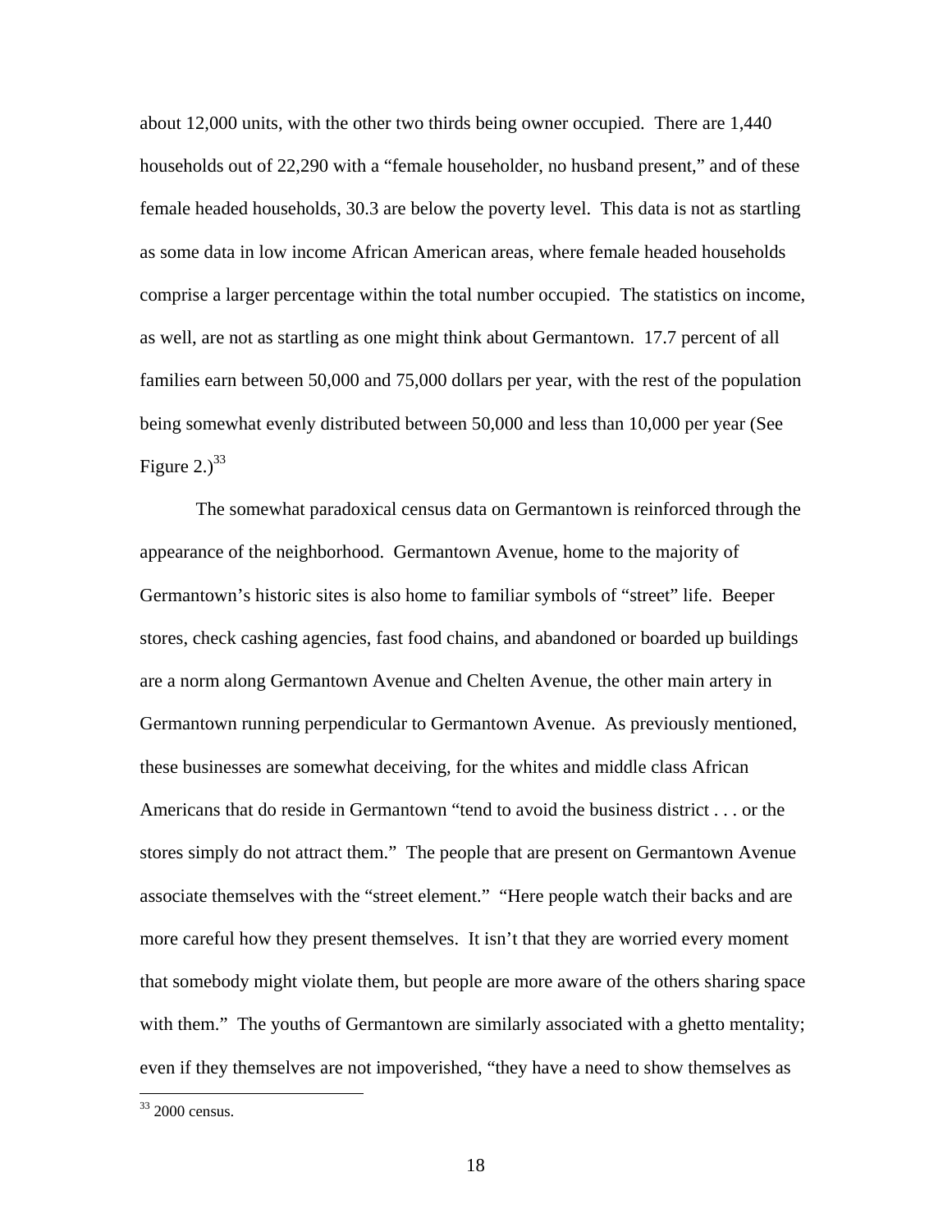about 12,000 units, with the other two thirds being owner occupied. There are 1,440 households out of 22,290 with a "female householder, no husband present," and of these female headed households, 30.3 are below the poverty level. This data is not as startling as some data in low income African American areas, where female headed households comprise a larger percentage within the total number occupied. The statistics on income, as well, are not as startling as one might think about Germantown. 17.7 percent of all families earn between 50,000 and 75,000 dollars per year, with the rest of the population being somewhat evenly distributed between 50,000 and less than 10,000 per year (See Figure 2.)[33]

The somewhat paradoxical census data on Germantown is reinforced through the appearance of the neighborhood. Germantown Avenue, home to the majority of Germantown's historic sites is also home to familiar symbols of "street" life. Beeper stores, check cashing agencies, fast food chains, and abandoned or boarded up buildings are a norm along Germantown Avenue and Chelten Avenue, the other main artery in Germantown running perpendicular to Germantown Avenue. As previously mentioned, these businesses are somewhat deceiving, for the whites and middle class African Americans that do reside in Germantown "tend to avoid the business district . . . or the stores simply do not attract them." The people that are present on Germantown Avenue associate themselves with the "street element." "Here people watch their backs and are more careful how they present themselves. It isn't that they are worried every moment that somebody might violate them, but people are more aware of the others sharing space with them." The youths of Germantown are similarly associated with a ghetto mentality; even if they themselves are not impoverished, "they have a need to show themselves as

[33] 2000 census.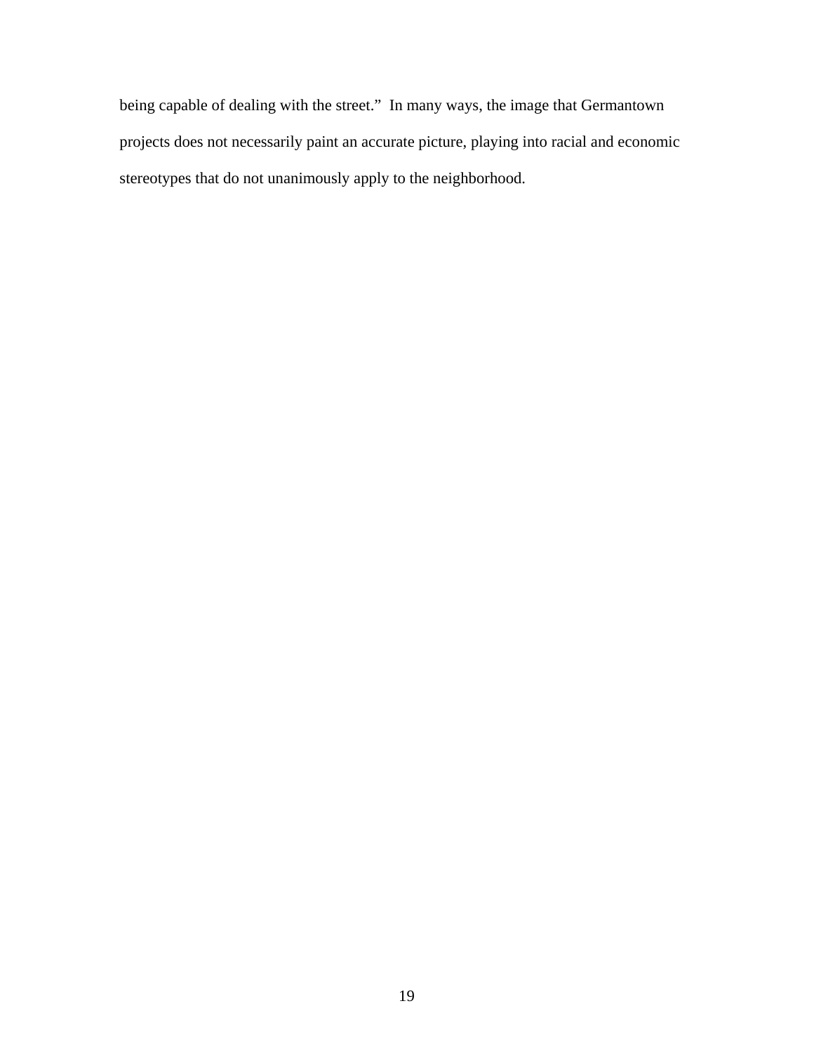being capable of dealing with the street." In many ways, the image that Germantown projects does not necessarily paint an accurate picture, playing into racial and economic stereotypes that do not unanimously apply to the neighborhood.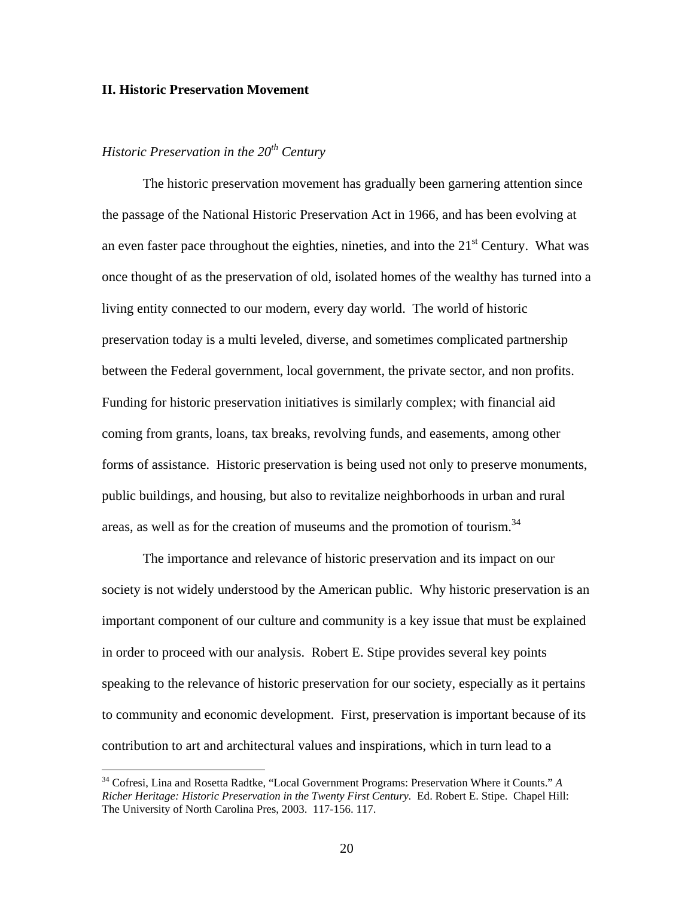## II. Historic Preservation Movement

### *Historic Preservation in the 20th Century*

The historic preservation movement has gradually been garnering attention since the passage of the National Historic Preservation Act in 1966, and has been evolving at an even faster pace throughout the eighties, nineties, and into the 21st Century. What was once thought of as the preservation of old, isolated homes of the wealthy has turned into a living entity connected to our modern, every day world. The world of historic preservation today is a multi leveled, diverse, and sometimes complicated partnership between the Federal government, local government, the private sector, and non profits. Funding for historic preservation initiatives is similarly complex; with financial aid coming from grants, loans, tax breaks, revolving funds, and easements, among other forms of assistance. Historic preservation is being used not only to preserve monuments, public buildings, and housing, but also to revitalize neighborhoods in urban and rural areas, as well as for the creation of museums and the promotion of tourism.[34]

The importance and relevance of historic preservation and its impact on our society is not widely understood by the American public. Why historic preservation is an important component of our culture and community is a key issue that must be explained in order to proceed with our analysis. Robert E. Stipe provides several key points speaking to the relevance of historic preservation for our society, especially as it pertains to community and economic development. First, preservation is important because of its contribution to art and architectural values and inspirations, which in turn lead to a

---

[34] Cofresi, Lina and Rosetta Radtke, "Local Government Programs: Preservation Where it Counts." *A Richer Heritage: Historic Preservation in the Twenty First Century.* Ed. Robert E. Stipe. Chapel Hill: The University of North Carolina Pres, 2003. 117-156. 117.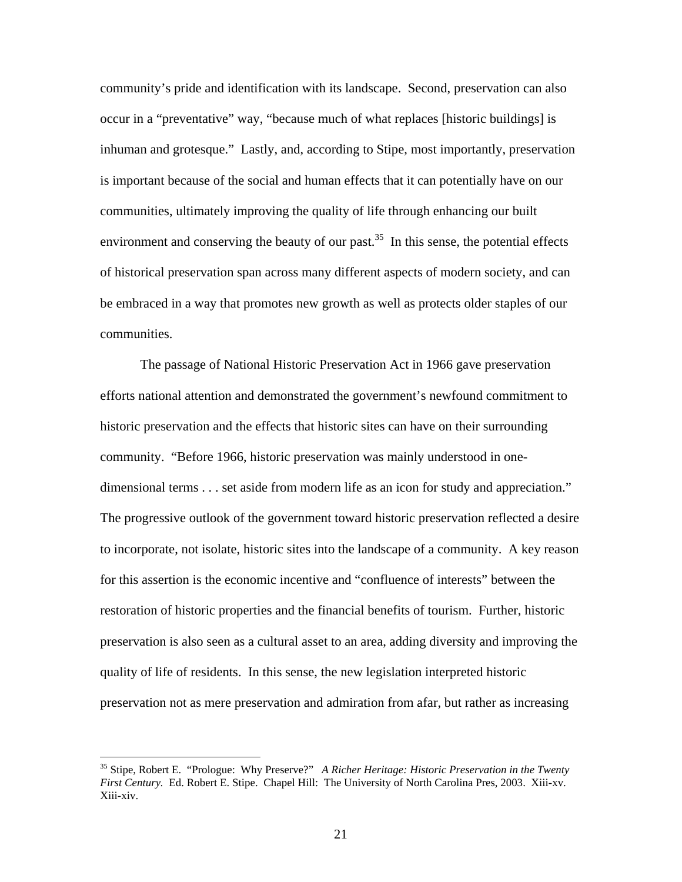community's pride and identification with its landscape. Second, preservation can also occur in a "preventative" way, "because much of what replaces [historic buildings] is inhuman and grotesque." Lastly, and, according to Stipe, most importantly, preservation is important because of the social and human effects that it can potentially have on our communities, ultimately improving the quality of life through enhancing our built environment and conserving the beauty of our past.[35] In this sense, the potential effects of historical preservation span across many different aspects of modern society, and can be embraced in a way that promotes new growth as well as protects older staples of our communities.

The passage of National Historic Preservation Act in 1966 gave preservation efforts national attention and demonstrated the government's newfound commitment to historic preservation and the effects that historic sites can have on their surrounding community. "Before 1966, historic preservation was mainly understood in one-dimensional terms . . . set aside from modern life as an icon for study and appreciation." The progressive outlook of the government toward historic preservation reflected a desire to incorporate, not isolate, historic sites into the landscape of a community. A key reason for this assertion is the economic incentive and "confluence of interests" between the restoration of historic properties and the financial benefits of tourism. Further, historic preservation is also seen as a cultural asset to an area, adding diversity and improving the quality of life of residents. In this sense, the new legislation interpreted historic preservation not as mere preservation and admiration from afar, but rather as increasing

---

[35] Stipe, Robert E. "Prologue: Why Preserve?" *A Richer Heritage: Historic Preservation in the Twenty First Century.* Ed. Robert E. Stipe. Chapel Hill: The University of North Carolina Pres, 2003. Xiii-xv. Xiii-xiv.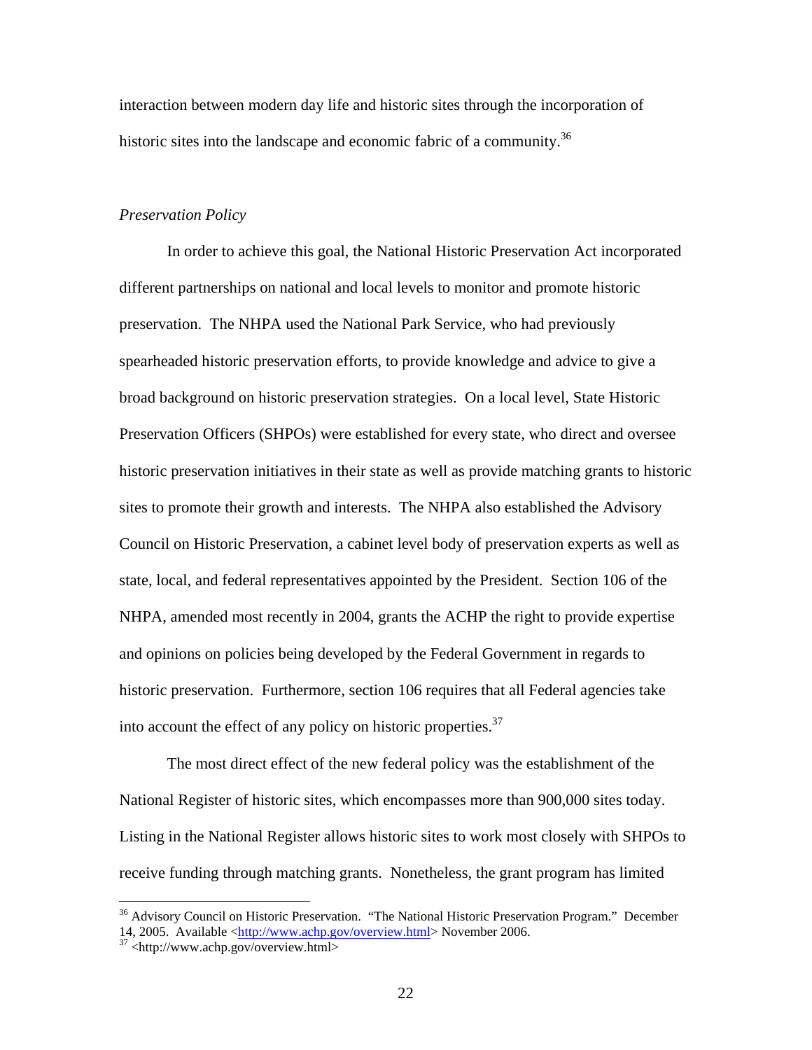interaction between modern day life and historic sites through the incorporation of historic sites into the landscape and economic fabric of a community.[36]

*Preservation Policy*

In order to achieve this goal, the National Historic Preservation Act incorporated different partnerships on national and local levels to monitor and promote historic preservation. The NHPA used the National Park Service, who had previously spearheaded historic preservation efforts, to provide knowledge and advice to give a broad background on historic preservation strategies. On a local level, State Historic Preservation Officers (SHPOs) were established for every state, who direct and oversee historic preservation initiatives in their state as well as provide matching grants to historic sites to promote their growth and interests. The NHPA also established the Advisory Council on Historic Preservation, a cabinet level body of preservation experts as well as state, local, and federal representatives appointed by the President. Section 106 of the NHPA, amended most recently in 2004, grants the ACHP the right to provide expertise and opinions on policies being developed by the Federal Government in regards to historic preservation. Furthermore, section 106 requires that all Federal agencies take into account the effect of any policy on historic properties.[37]

The most direct effect of the new federal policy was the establishment of the National Register of historic sites, which encompasses more than 900,000 sites today. Listing in the National Register allows historic sites to work most closely with SHPOs to receive funding through matching grants. Nonetheless, the grant program has limited

---

[36] Advisory Council on Historic Preservation. "The National Historic Preservation Program." December 14, 2005. Available <http://www.achp.gov/overview.html> November 2006.

[37] <http://www.achp.gov/overview.html>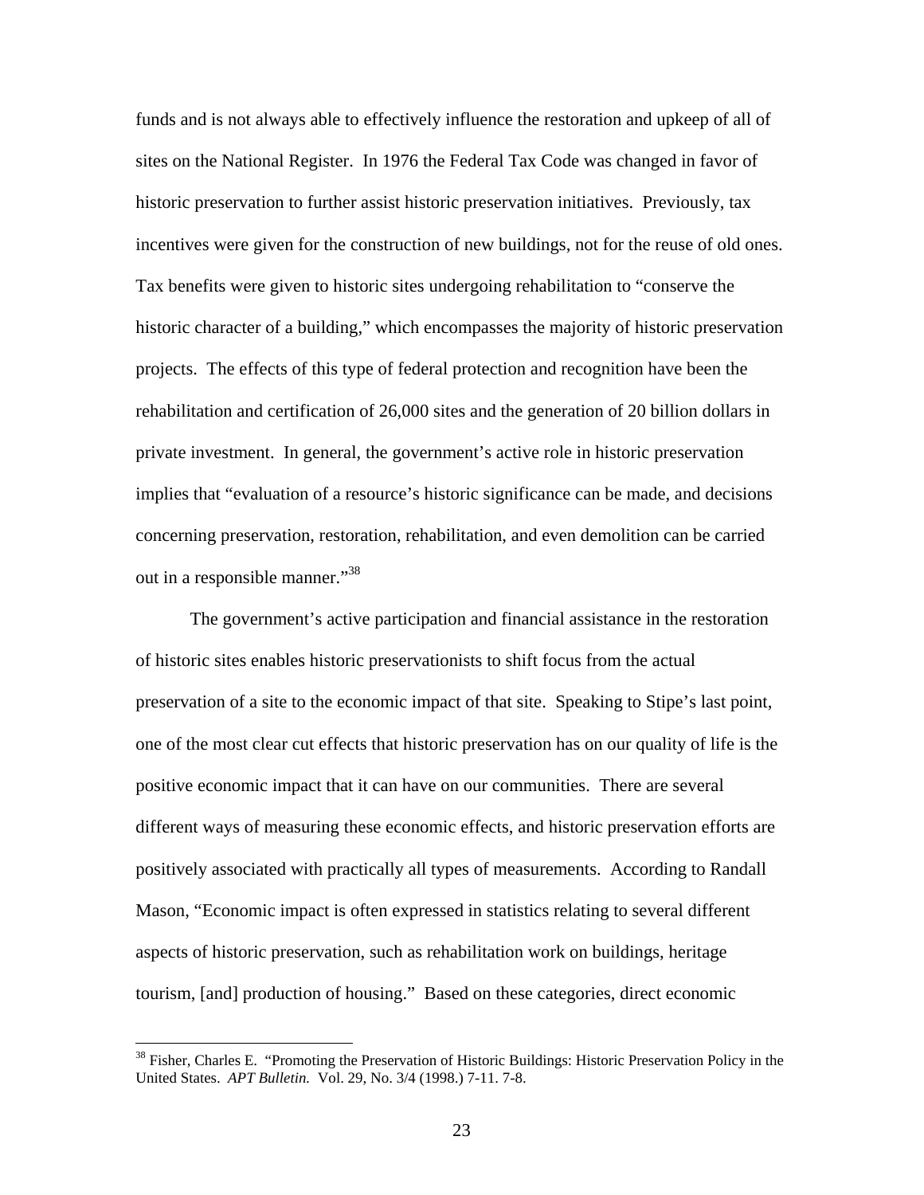funds and is not always able to effectively influence the restoration and upkeep of all of sites on the National Register. In 1976 the Federal Tax Code was changed in favor of historic preservation to further assist historic preservation initiatives. Previously, tax incentives were given for the construction of new buildings, not for the reuse of old ones. Tax benefits were given to historic sites undergoing rehabilitation to "conserve the historic character of a building," which encompasses the majority of historic preservation projects. The effects of this type of federal protection and recognition have been the rehabilitation and certification of 26,000 sites and the generation of 20 billion dollars in private investment. In general, the government's active role in historic preservation implies that "evaluation of a resource's historic significance can be made, and decisions concerning preservation, restoration, rehabilitation, and even demolition can be carried out in a responsible manner."[38]

The government's active participation and financial assistance in the restoration of historic sites enables historic preservationists to shift focus from the actual preservation of a site to the economic impact of that site. Speaking to Stipe's last point, one of the most clear cut effects that historic preservation has on our quality of life is the positive economic impact that it can have on our communities. There are several different ways of measuring these economic effects, and historic preservation efforts are positively associated with practically all types of measurements. According to Randall Mason, "Economic impact is often expressed in statistics relating to several different aspects of historic preservation, such as rehabilitation work on buildings, heritage tourism, [and] production of housing." Based on these categories, direct economic

---

[38] Fisher, Charles E. "Promoting the Preservation of Historic Buildings: Historic Preservation Policy in the United States. *APT Bulletin.* Vol. 29, No. 3/4 (1998.) 7-11. 7-8.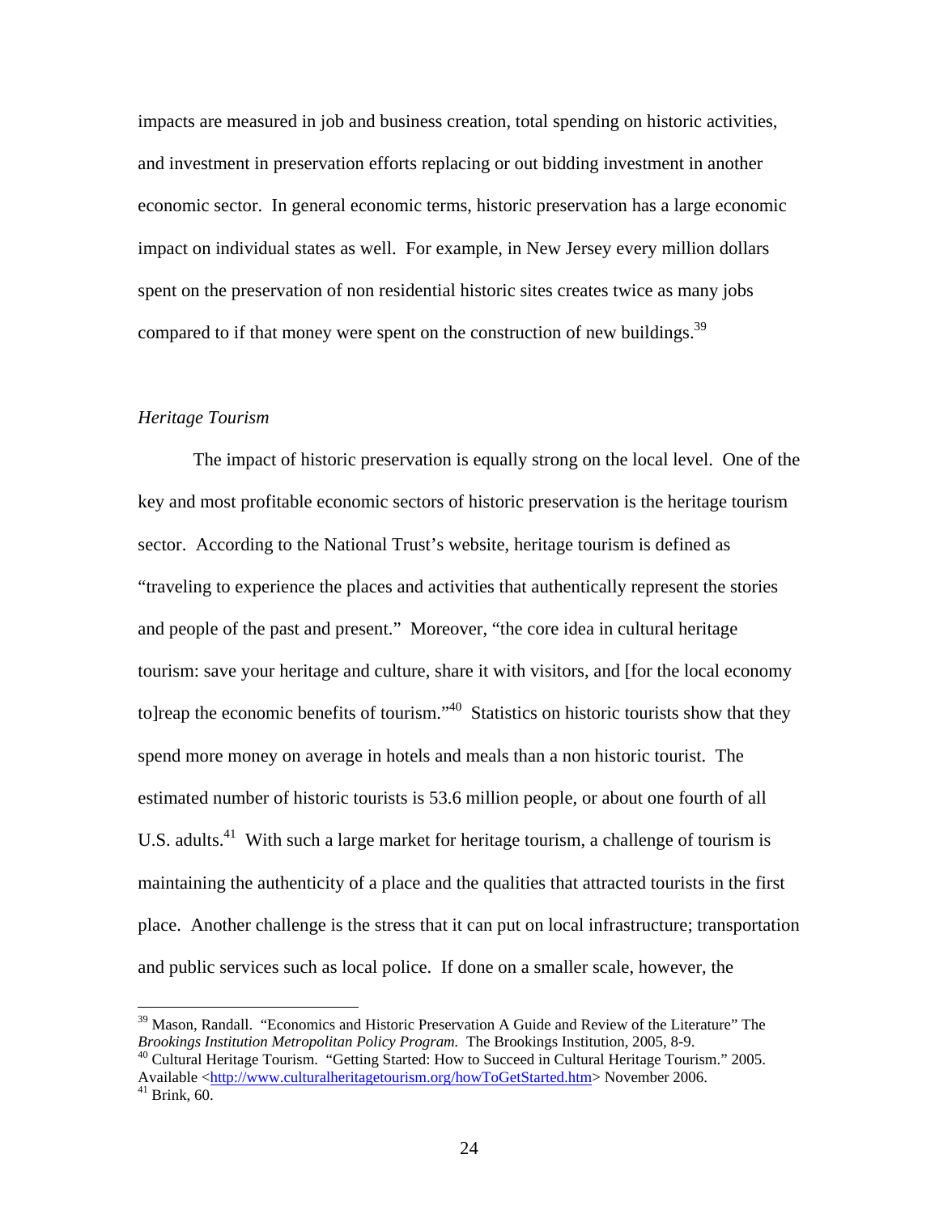impacts are measured in job and business creation, total spending on historic activities, and investment in preservation efforts replacing or out bidding investment in another economic sector. In general economic terms, historic preservation has a large economic impact on individual states as well. For example, in New Jersey every million dollars spent on the preservation of non residential historic sites creates twice as many jobs compared to if that money were spent on the construction of new buildings.[39]

*Heritage Tourism*

The impact of historic preservation is equally strong on the local level. One of the key and most profitable economic sectors of historic preservation is the heritage tourism sector. According to the National Trust's website, heritage tourism is defined as "traveling to experience the places and activities that authentically represent the stories and people of the past and present." Moreover, "the core idea in cultural heritage tourism: save your heritage and culture, share it with visitors, and [for the local economy to]reap the economic benefits of tourism."[40] Statistics on historic tourists show that they spend more money on average in hotels and meals than a non historic tourist. The estimated number of historic tourists is 53.6 million people, or about one fourth of all U.S. adults.[41] With such a large market for heritage tourism, a challenge of tourism is maintaining the authenticity of a place and the qualities that attracted tourists in the first place. Another challenge is the stress that it can put on local infrastructure; transportation and public services such as local police. If done on a smaller scale, however, the

---

[39] Mason, Randall. "Economics and Historic Preservation A Guide and Review of the Literature" The *Brookings Institution Metropolitan Policy Program.* The Brookings Institution, 2005, 8-9.

[40] Cultural Heritage Tourism. "Getting Started: How to Succeed in Cultural Heritage Tourism." 2005. Available <http://www.culturalheritagetourism.org/howToGetStarted.htm> November 2006.

[41] Brink, 60.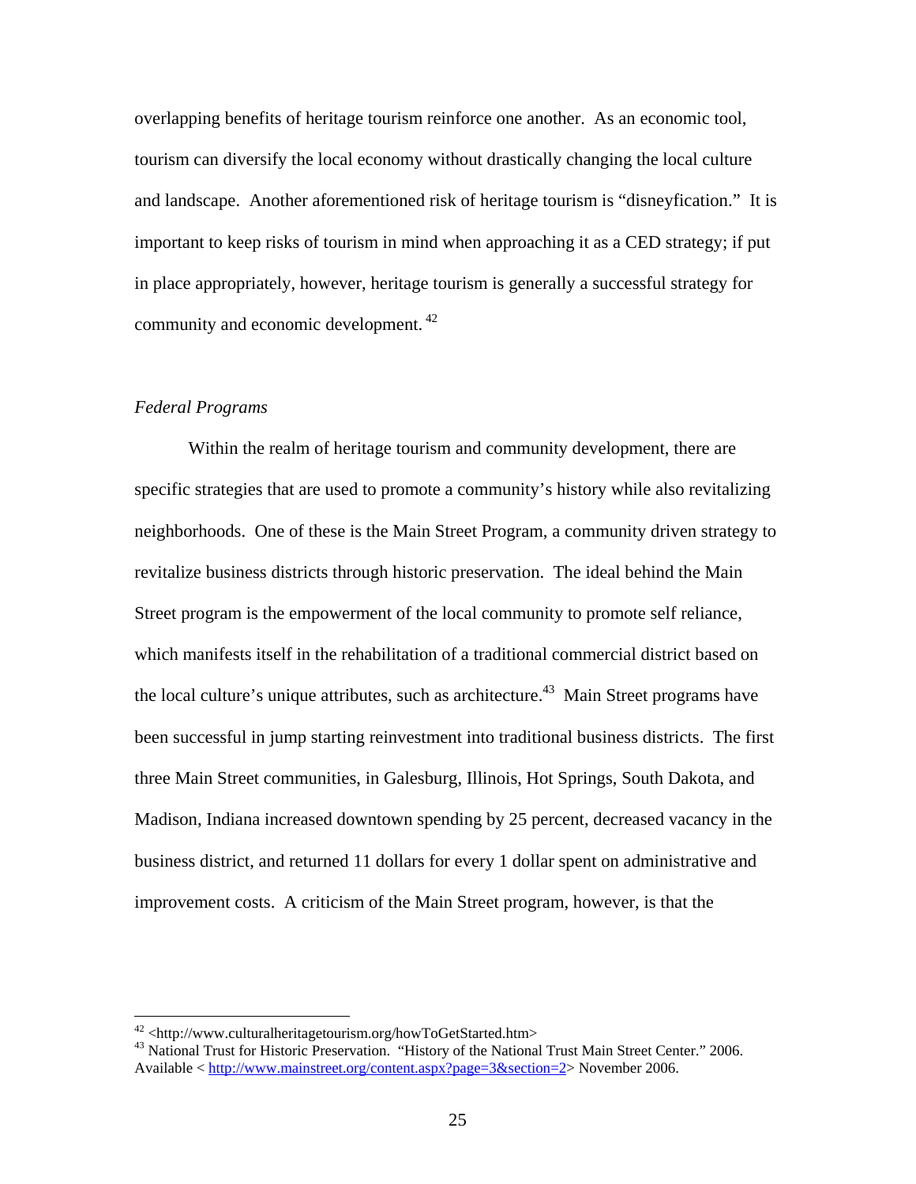overlapping benefits of heritage tourism reinforce one another. As an economic tool, tourism can diversify the local economy without drastically changing the local culture and landscape. Another aforementioned risk of heritage tourism is "disneyfication." It is important to keep risks of tourism in mind when approaching it as a CED strategy; if put in place appropriately, however, heritage tourism is generally a successful strategy for community and economic development. [42]

*Federal Programs*

Within the realm of heritage tourism and community development, there are specific strategies that are used to promote a community's history while also revitalizing neighborhoods. One of these is the Main Street Program, a community driven strategy to revitalize business districts through historic preservation. The ideal behind the Main Street program is the empowerment of the local community to promote self reliance, which manifests itself in the rehabilitation of a traditional commercial district based on the local culture's unique attributes, such as architecture.[43] Main Street programs have been successful in jump starting reinvestment into traditional business districts. The first three Main Street communities, in Galesburg, Illinois, Hot Springs, South Dakota, and Madison, Indiana increased downtown spending by 25 percent, decreased vacancy in the business district, and returned 11 dollars for every 1 dollar spent on administrative and improvement costs. A criticism of the Main Street program, however, is that the

---

[42] <http://www.culturalheritagetourism.org/howToGetStarted.htm>

[43] National Trust for Historic Preservation. "History of the National Trust Main Street Center." 2006. Available < http://www.mainstreet.org/content.aspx?page=3&section=2> November 2006.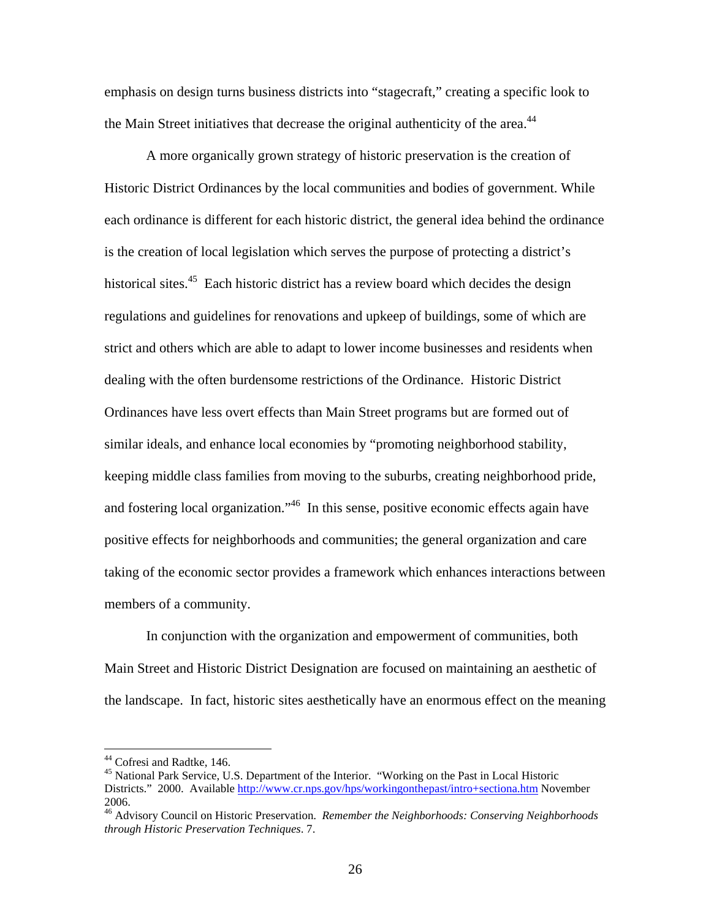emphasis on design turns business districts into "stagecraft," creating a specific look to the Main Street initiatives that decrease the original authenticity of the area.[44]

A more organically grown strategy of historic preservation is the creation of Historic District Ordinances by the local communities and bodies of government. While each ordinance is different for each historic district, the general idea behind the ordinance is the creation of local legislation which serves the purpose of protecting a district's historical sites.[45] Each historic district has a review board which decides the design regulations and guidelines for renovations and upkeep of buildings, some of which are strict and others which are able to adapt to lower income businesses and residents when dealing with the often burdensome restrictions of the Ordinance. Historic District Ordinances have less overt effects than Main Street programs but are formed out of similar ideals, and enhance local economies by "promoting neighborhood stability, keeping middle class families from moving to the suburbs, creating neighborhood pride, and fostering local organization."[46] In this sense, positive economic effects again have positive effects for neighborhoods and communities; the general organization and care taking of the economic sector provides a framework which enhances interactions between members of a community.

In conjunction with the organization and empowerment of communities, both Main Street and Historic District Designation are focused on maintaining an aesthetic of the landscape. In fact, historic sites aesthetically have an enormous effect on the meaning

---

[44] Cofresi and Radtke, 146.

[45] National Park Service, U.S. Department of the Interior. "Working on the Past in Local Historic Districts." 2000. Available http://www.cr.nps.gov/hps/workingonthepast/intro+sectiona.htm November 2006.

[46] Advisory Council on Historic Preservation. *Remember the Neighborhoods: Conserving Neighborhoods through Historic Preservation Techniques*. 7.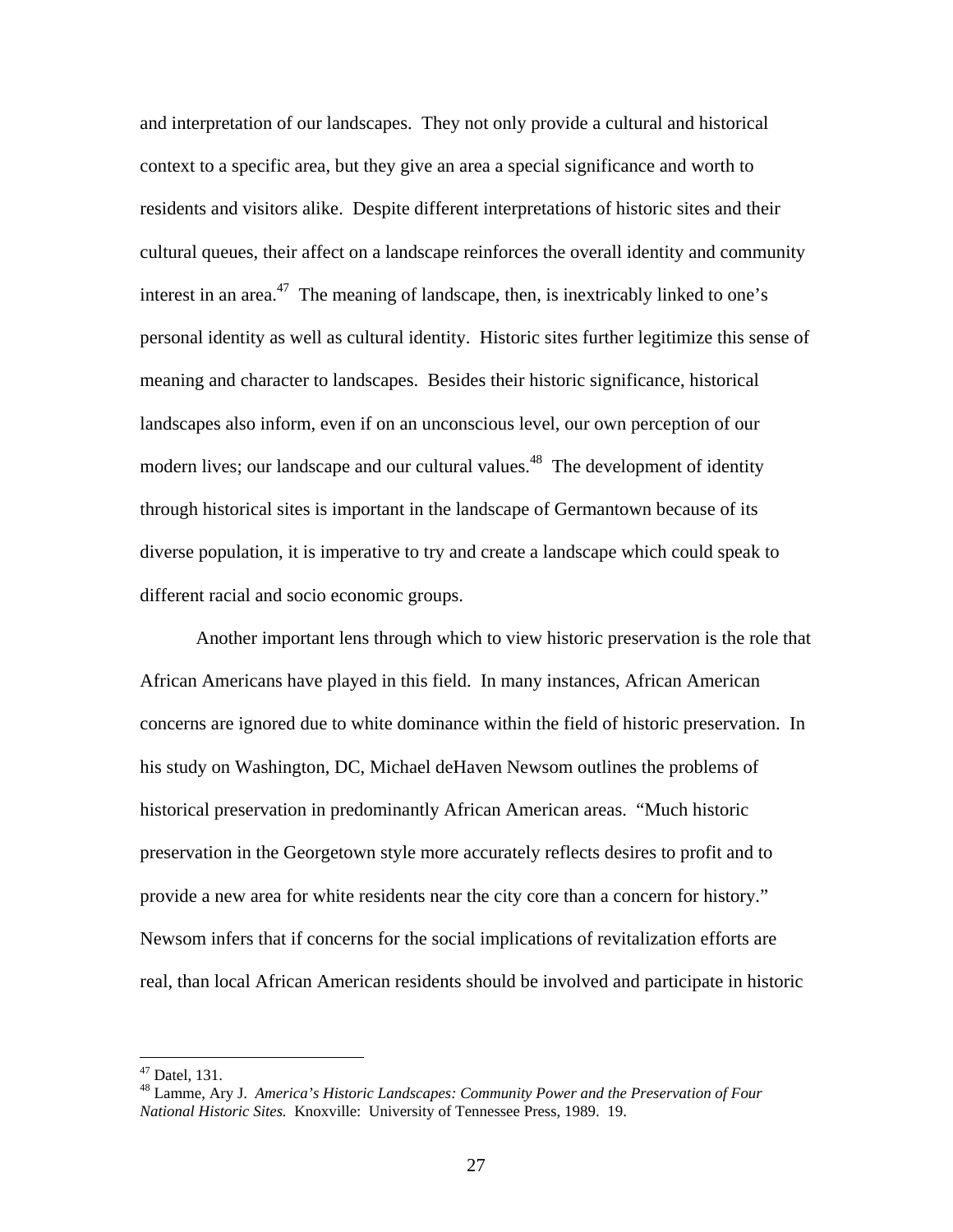and interpretation of our landscapes. They not only provide a cultural and historical context to a specific area, but they give an area a special significance and worth to residents and visitors alike. Despite different interpretations of historic sites and their cultural queues, their affect on a landscape reinforces the overall identity and community interest in an area.[47] The meaning of landscape, then, is inextricably linked to one's personal identity as well as cultural identity. Historic sites further legitimize this sense of meaning and character to landscapes. Besides their historic significance, historical landscapes also inform, even if on an unconscious level, our own perception of our modern lives; our landscape and our cultural values.[48] The development of identity through historical sites is important in the landscape of Germantown because of its diverse population, it is imperative to try and create a landscape which could speak to different racial and socio economic groups.

Another important lens through which to view historic preservation is the role that African Americans have played in this field. In many instances, African American concerns are ignored due to white dominance within the field of historic preservation. In his study on Washington, DC, Michael deHaven Newsom outlines the problems of historical preservation in predominantly African American areas. "Much historic preservation in the Georgetown style more accurately reflects desires to profit and to provide a new area for white residents near the city core than a concern for history." Newsom infers that if concerns for the social implications of revitalization efforts are real, than local African American residents should be involved and participate in historic

---

[47] Datel, 131.

[48] Lamme, Ary J. *America's Historic Landscapes: Community Power and the Preservation of Four National Historic Sites.* Knoxville: University of Tennessee Press, 1989. 19.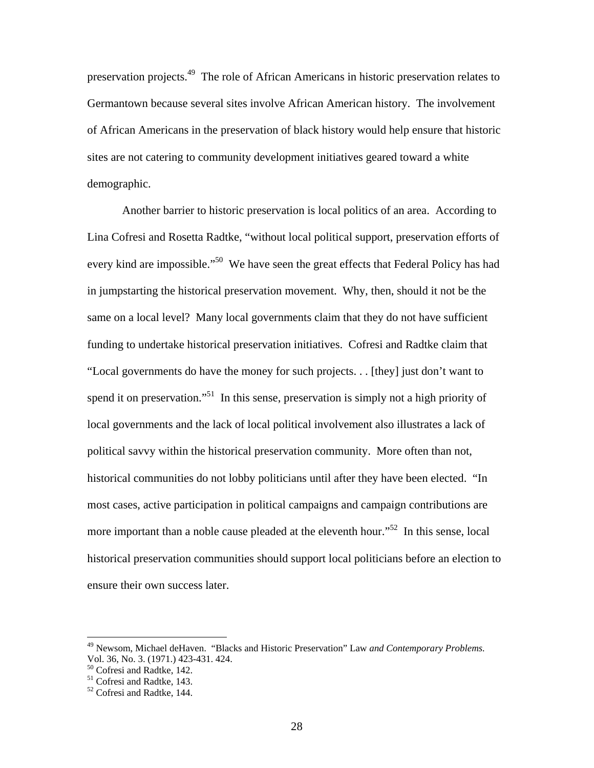preservation projects.[49] The role of African Americans in historic preservation relates to Germantown because several sites involve African American history. The involvement of African Americans in the preservation of black history would help ensure that historic sites are not catering to community development initiatives geared toward a white demographic.

Another barrier to historic preservation is local politics of an area. According to Lina Cofresi and Rosetta Radtke, "without local political support, preservation efforts of every kind are impossible."[50] We have seen the great effects that Federal Policy has had in jumpstarting the historical preservation movement. Why, then, should it not be the same on a local level? Many local governments claim that they do not have sufficient funding to undertake historical preservation initiatives. Cofresi and Radtke claim that "Local governments do have the money for such projects. . . [they] just don't want to spend it on preservation."[51] In this sense, preservation is simply not a high priority of local governments and the lack of local political involvement also illustrates a lack of political savvy within the historical preservation community. More often than not, historical communities do not lobby politicians until after they have been elected. "In most cases, active participation in political campaigns and campaign contributions are more important than a noble cause pleaded at the eleventh hour."[52] In this sense, local historical preservation communities should support local politicians before an election to ensure their own success later.

---

[49] Newsom, Michael deHaven. "Blacks and Historic Preservation" Law *and Contemporary Problems.* Vol. 36, No. 3. (1971.) 423-431. 424.

[50] Cofresi and Radtke, 142.

[51] Cofresi and Radtke, 143.

[52] Cofresi and Radtke, 144.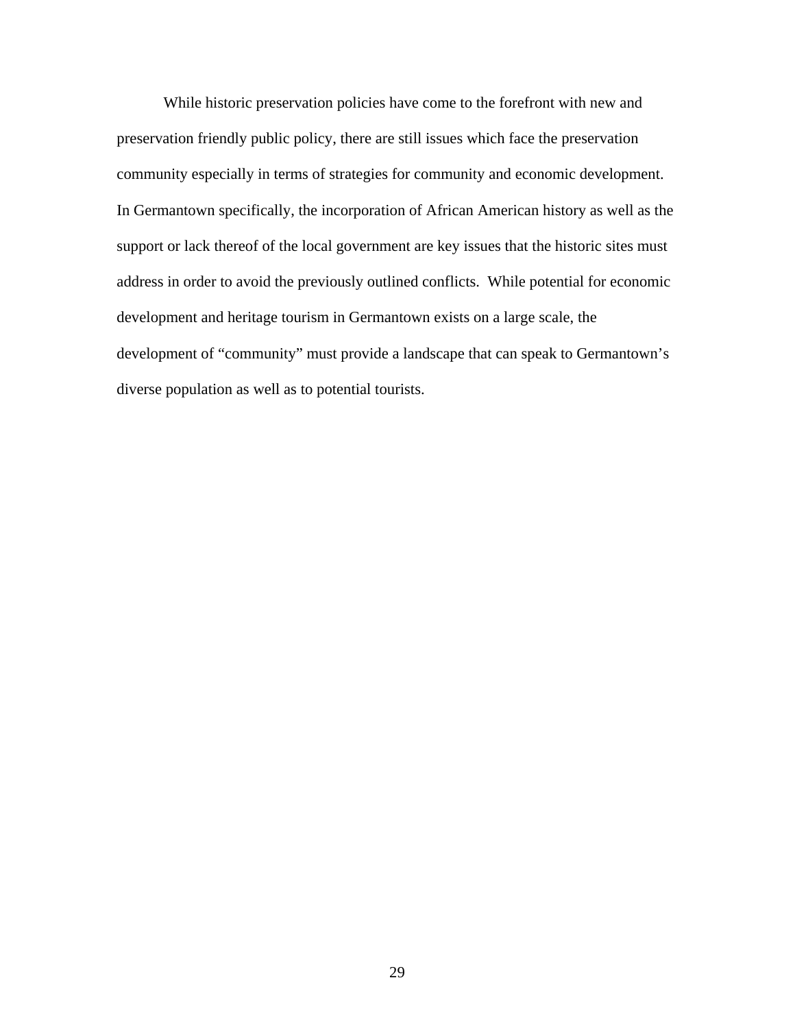While historic preservation policies have come to the forefront with new and preservation friendly public policy, there are still issues which face the preservation community especially in terms of strategies for community and economic development. In Germantown specifically, the incorporation of African American history as well as the support or lack thereof of the local government are key issues that the historic sites must address in order to avoid the previously outlined conflicts. While potential for economic development and heritage tourism in Germantown exists on a large scale, the development of "community" must provide a landscape that can speak to Germantown's diverse population as well as to potential tourists.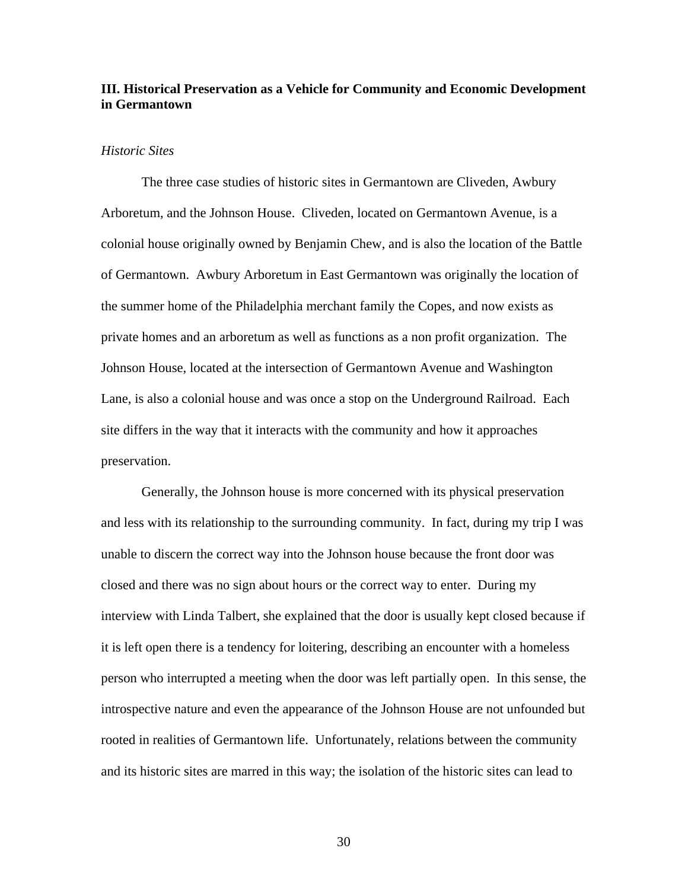## III. Historical Preservation as a Vehicle for Community and Economic Development in Germantown

*Historic Sites*

The three case studies of historic sites in Germantown are Cliveden, Awbury Arboretum, and the Johnson House. Cliveden, located on Germantown Avenue, is a colonial house originally owned by Benjamin Chew, and is also the location of the Battle of Germantown. Awbury Arboretum in East Germantown was originally the location of the summer home of the Philadelphia merchant family the Copes, and now exists as private homes and an arboretum as well as functions as a non profit organization. The Johnson House, located at the intersection of Germantown Avenue and Washington Lane, is also a colonial house and was once a stop on the Underground Railroad. Each site differs in the way that it interacts with the community and how it approaches preservation.

Generally, the Johnson house is more concerned with its physical preservation and less with its relationship to the surrounding community. In fact, during my trip I was unable to discern the correct way into the Johnson house because the front door was closed and there was no sign about hours or the correct way to enter. During my interview with Linda Talbert, she explained that the door is usually kept closed because if it is left open there is a tendency for loitering, describing an encounter with a homeless person who interrupted a meeting when the door was left partially open. In this sense, the introspective nature and even the appearance of the Johnson House are not unfounded but rooted in realities of Germantown life. Unfortunately, relations between the community and its historic sites are marred in this way; the isolation of the historic sites can lead to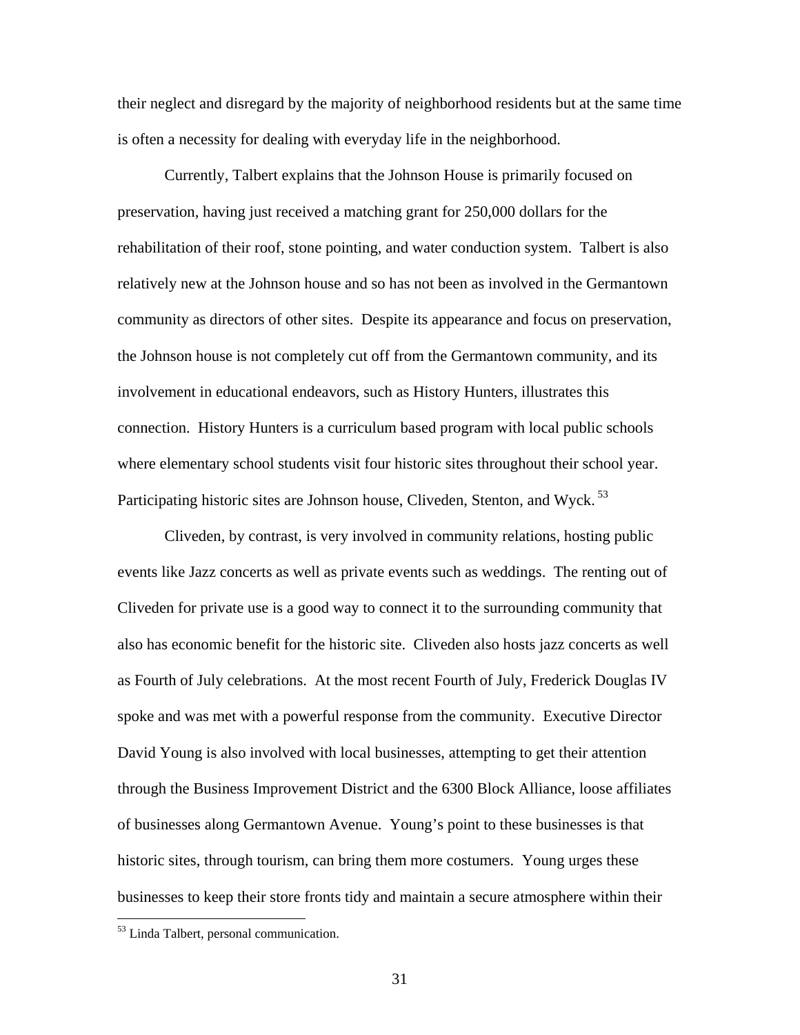their neglect and disregard by the majority of neighborhood residents but at the same time is often a necessity for dealing with everyday life in the neighborhood.

Currently, Talbert explains that the Johnson House is primarily focused on preservation, having just received a matching grant for 250,000 dollars for the rehabilitation of their roof, stone pointing, and water conduction system. Talbert is also relatively new at the Johnson house and so has not been as involved in the Germantown community as directors of other sites. Despite its appearance and focus on preservation, the Johnson house is not completely cut off from the Germantown community, and its involvement in educational endeavors, such as History Hunters, illustrates this connection. History Hunters is a curriculum based program with local public schools where elementary school students visit four historic sites throughout their school year. Participating historic sites are Johnson house, Cliveden, Stenton, and Wyck. [53]

Cliveden, by contrast, is very involved in community relations, hosting public events like Jazz concerts as well as private events such as weddings. The renting out of Cliveden for private use is a good way to connect it to the surrounding community that also has economic benefit for the historic site. Cliveden also hosts jazz concerts as well as Fourth of July celebrations. At the most recent Fourth of July, Frederick Douglas IV spoke and was met with a powerful response from the community. Executive Director David Young is also involved with local businesses, attempting to get their attention through the Business Improvement District and the 6300 Block Alliance, loose affiliates of businesses along Germantown Avenue. Young's point to these businesses is that historic sites, through tourism, can bring them more costumers. Young urges these businesses to keep their store fronts tidy and maintain a secure atmosphere within their

---

[53] Linda Talbert, personal communication.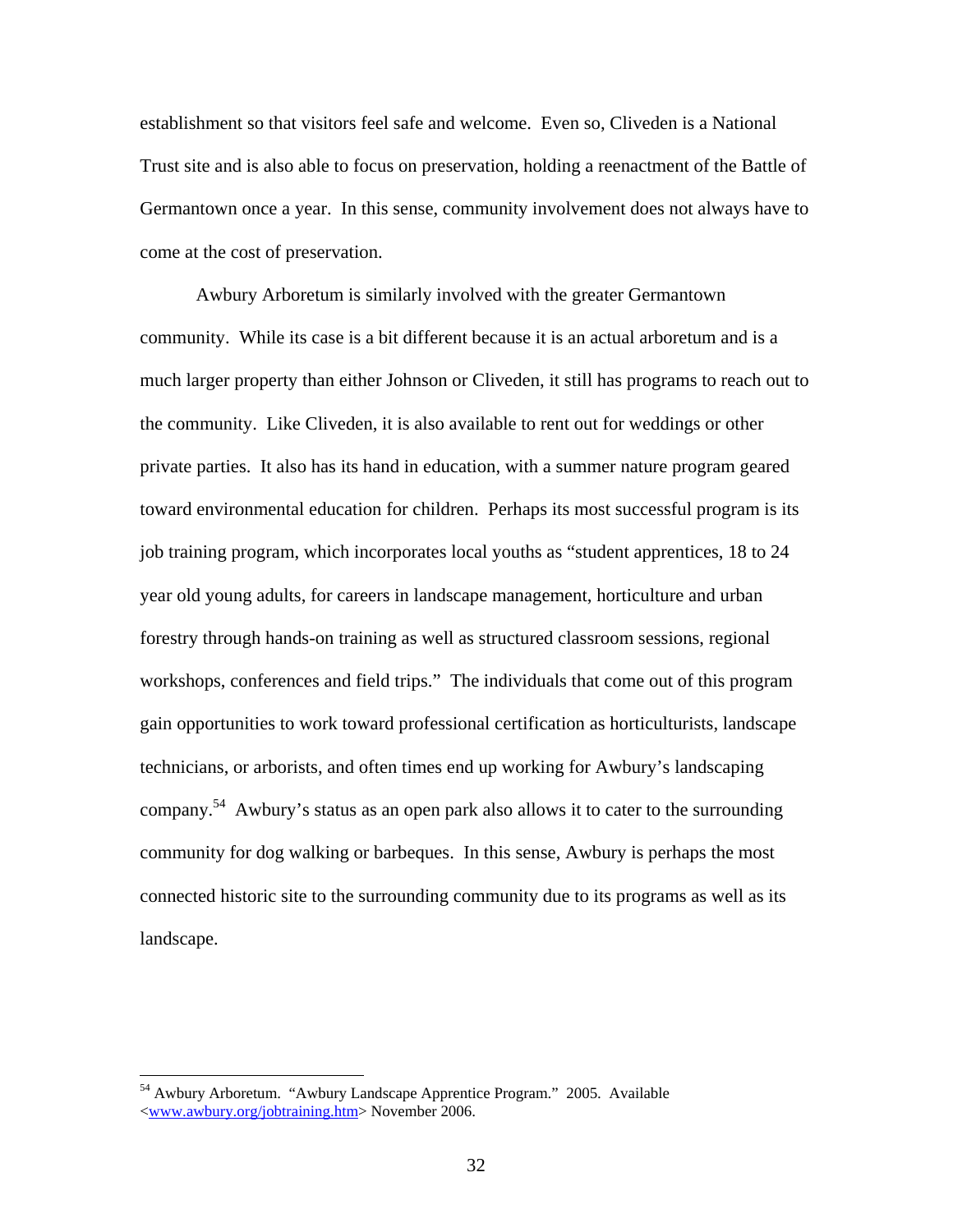establishment so that visitors feel safe and welcome. Even so, Cliveden is a National Trust site and is also able to focus on preservation, holding a reenactment of the Battle of Germantown once a year. In this sense, community involvement does not always have to come at the cost of preservation.

Awbury Arboretum is similarly involved with the greater Germantown community. While its case is a bit different because it is an actual arboretum and is a much larger property than either Johnson or Cliveden, it still has programs to reach out to the community. Like Cliveden, it is also available to rent out for weddings or other private parties. It also has its hand in education, with a summer nature program geared toward environmental education for children. Perhaps its most successful program is its job training program, which incorporates local youths as "student apprentices, 18 to 24 year old young adults, for careers in landscape management, horticulture and urban forestry through hands-on training as well as structured classroom sessions, regional workshops, conferences and field trips." The individuals that come out of this program gain opportunities to work toward professional certification as horticulturists, landscape technicians, or arborists, and often times end up working for Awbury's landscaping company.[54] Awbury's status as an open park also allows it to cater to the surrounding community for dog walking or barbeques. In this sense, Awbury is perhaps the most connected historic site to the surrounding community due to its programs as well as its landscape.

---

[54] Awbury Arboretum. "Awbury Landscape Apprentice Program." 2005. Available <www.awbury.org/jobtraining.htm> November 2006.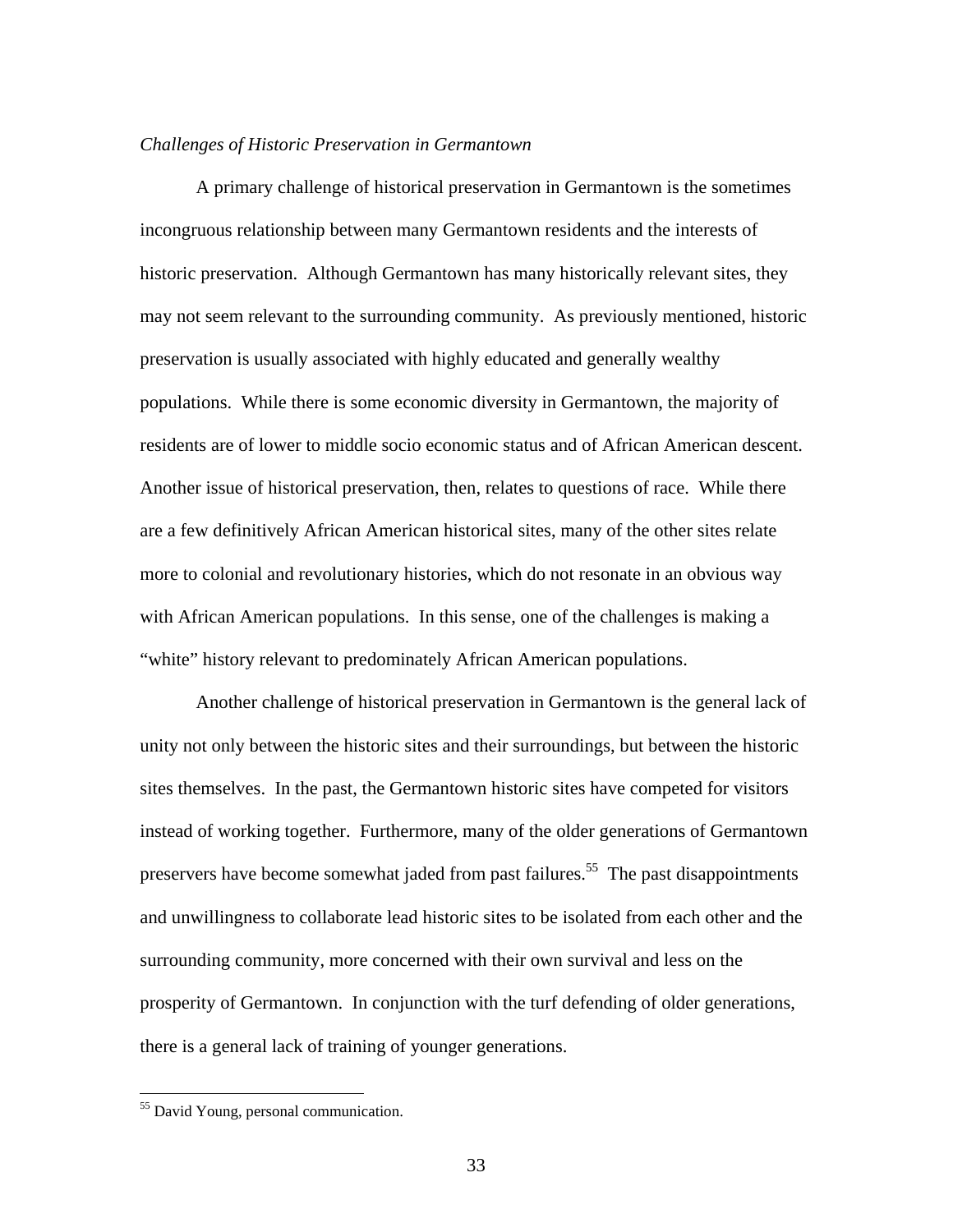*Challenges of Historic Preservation in Germantown*

A primary challenge of historical preservation in Germantown is the sometimes incongruous relationship between many Germantown residents and the interests of historic preservation. Although Germantown has many historically relevant sites, they may not seem relevant to the surrounding community. As previously mentioned, historic preservation is usually associated with highly educated and generally wealthy populations. While there is some economic diversity in Germantown, the majority of residents are of lower to middle socio economic status and of African American descent. Another issue of historical preservation, then, relates to questions of race. While there are a few definitively African American historical sites, many of the other sites relate more to colonial and revolutionary histories, which do not resonate in an obvious way with African American populations. In this sense, one of the challenges is making a "white" history relevant to predominately African American populations.

Another challenge of historical preservation in Germantown is the general lack of unity not only between the historic sites and their surroundings, but between the historic sites themselves. In the past, the Germantown historic sites have competed for visitors instead of working together. Furthermore, many of the older generations of Germantown preservers have become somewhat jaded from past failures.[55] The past disappointments and unwillingness to collaborate lead historic sites to be isolated from each other and the surrounding community, more concerned with their own survival and less on the prosperity of Germantown. In conjunction with the turf defending of older generations, there is a general lack of training of younger generations.

[55] David Young, personal communication.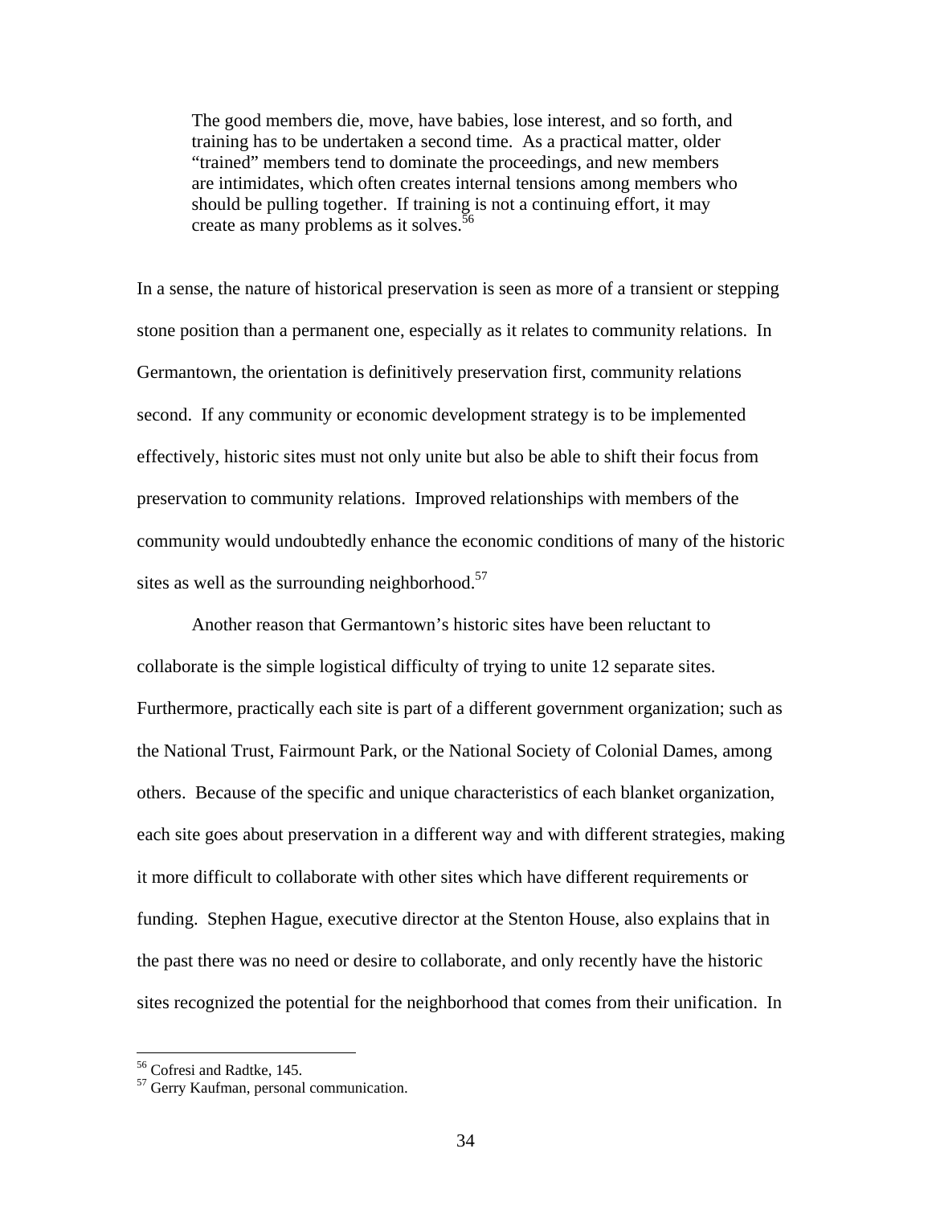> The good members die, move, have babies, lose interest, and so forth, and training has to be undertaken a second time. As a practical matter, older "trained" members tend to dominate the proceedings, and new members are intimidates, which often creates internal tensions among members who should be pulling together. If training is not a continuing effort, it may create as many problems as it solves.[56]

In a sense, the nature of historical preservation is seen as more of a transient or stepping stone position than a permanent one, especially as it relates to community relations. In Germantown, the orientation is definitively preservation first, community relations second. If any community or economic development strategy is to be implemented effectively, historic sites must not only unite but also be able to shift their focus from preservation to community relations. Improved relationships with members of the community would undoubtedly enhance the economic conditions of many of the historic sites as well as the surrounding neighborhood.[57]

Another reason that Germantown's historic sites have been reluctant to collaborate is the simple logistical difficulty of trying to unite 12 separate sites. Furthermore, practically each site is part of a different government organization; such as the National Trust, Fairmount Park, or the National Society of Colonial Dames, among others. Because of the specific and unique characteristics of each blanket organization, each site goes about preservation in a different way and with different strategies, making it more difficult to collaborate with other sites which have different requirements or funding. Stephen Hague, executive director at the Stenton House, also explains that in the past there was no need or desire to collaborate, and only recently have the historic sites recognized the potential for the neighborhood that comes from their unification. In

---

[56] Cofresi and Radtke, 145.

[57] Gerry Kaufman, personal communication.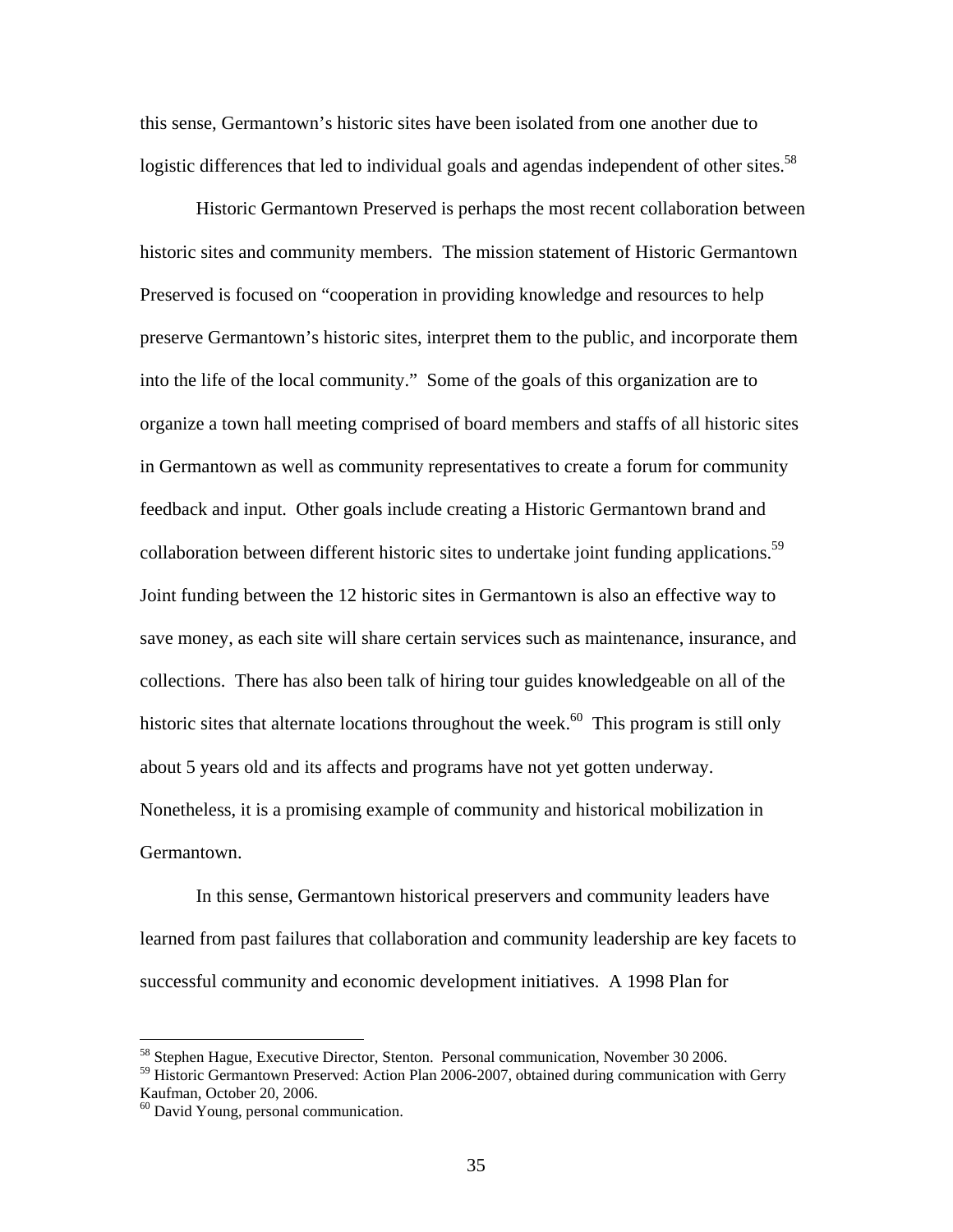this sense, Germantown's historic sites have been isolated from one another due to logistic differences that led to individual goals and agendas independent of other sites.[58]

Historic Germantown Preserved is perhaps the most recent collaboration between historic sites and community members. The mission statement of Historic Germantown Preserved is focused on "cooperation in providing knowledge and resources to help preserve Germantown's historic sites, interpret them to the public, and incorporate them into the life of the local community." Some of the goals of this organization are to organize a town hall meeting comprised of board members and staffs of all historic sites in Germantown as well as community representatives to create a forum for community feedback and input. Other goals include creating a Historic Germantown brand and collaboration between different historic sites to undertake joint funding applications.[59] Joint funding between the 12 historic sites in Germantown is also an effective way to save money, as each site will share certain services such as maintenance, insurance, and collections. There has also been talk of hiring tour guides knowledgeable on all of the historic sites that alternate locations throughout the week.[60] This program is still only about 5 years old and its affects and programs have not yet gotten underway. Nonetheless, it is a promising example of community and historical mobilization in Germantown.

In this sense, Germantown historical preservers and community leaders have learned from past failures that collaboration and community leadership are key facets to successful community and economic development initiatives. A 1998 Plan for

---

[58] Stephen Hague, Executive Director, Stenton. Personal communication, November 30 2006.

[59] Historic Germantown Preserved: Action Plan 2006-2007, obtained during communication with Gerry Kaufman, October 20, 2006.

[60] David Young, personal communication.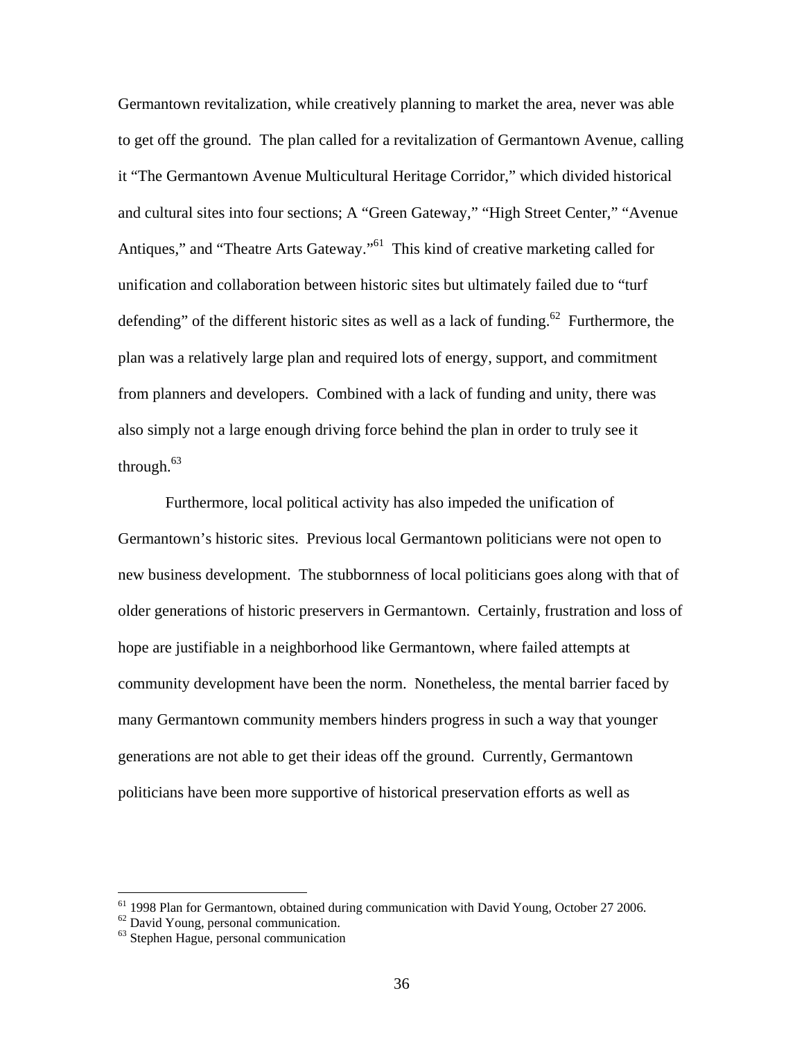Germantown revitalization, while creatively planning to market the area, never was able to get off the ground. The plan called for a revitalization of Germantown Avenue, calling it "The Germantown Avenue Multicultural Heritage Corridor," which divided historical and cultural sites into four sections; A "Green Gateway," "High Street Center," "Avenue Antiques," and "Theatre Arts Gateway."[61] This kind of creative marketing called for unification and collaboration between historic sites but ultimately failed due to "turf defending" of the different historic sites as well as a lack of funding.[62] Furthermore, the plan was a relatively large plan and required lots of energy, support, and commitment from planners and developers. Combined with a lack of funding and unity, there was also simply not a large enough driving force behind the plan in order to truly see it through.[63]

Furthermore, local political activity has also impeded the unification of Germantown's historic sites. Previous local Germantown politicians were not open to new business development. The stubbornness of local politicians goes along with that of older generations of historic preservers in Germantown. Certainly, frustration and loss of hope are justifiable in a neighborhood like Germantown, where failed attempts at community development have been the norm. Nonetheless, the mental barrier faced by many Germantown community members hinders progress in such a way that younger generations are not able to get their ideas off the ground. Currently, Germantown politicians have been more supportive of historical preservation efforts as well as

---

[61] 1998 Plan for Germantown, obtained during communication with David Young, October 27 2006.

[62] David Young, personal communication.

[63] Stephen Hague, personal communication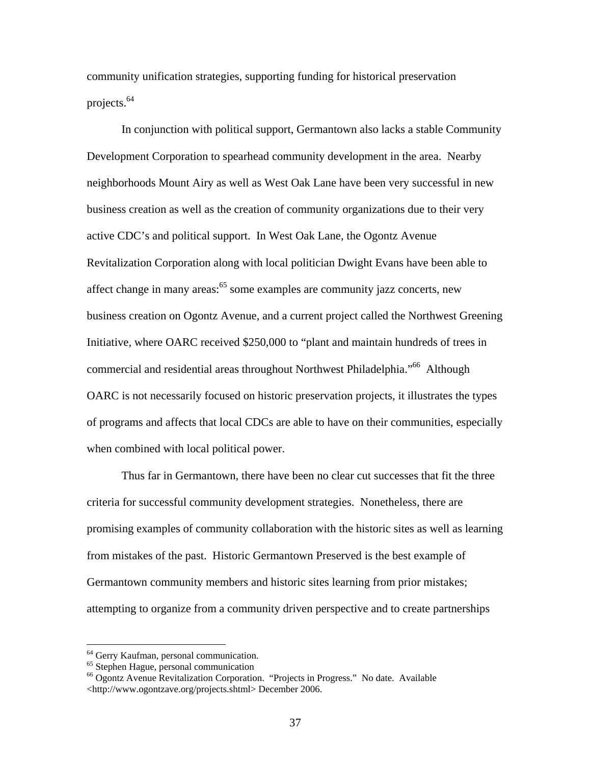community unification strategies, supporting funding for historical preservation projects.[64]

In conjunction with political support, Germantown also lacks a stable Community Development Corporation to spearhead community development in the area. Nearby neighborhoods Mount Airy as well as West Oak Lane have been very successful in new business creation as well as the creation of community organizations due to their very active CDC's and political support. In West Oak Lane, the Ogontz Avenue Revitalization Corporation along with local politician Dwight Evans have been able to affect change in many areas:[65] some examples are community jazz concerts, new business creation on Ogontz Avenue, and a current project called the Northwest Greening Initiative, where OARC received $250,000 to "plant and maintain hundreds of trees in commercial and residential areas throughout Northwest Philadelphia."[66] Although OARC is not necessarily focused on historic preservation projects, it illustrates the types of programs and affects that local CDCs are able to have on their communities, especially when combined with local political power.

Thus far in Germantown, there have been no clear cut successes that fit the three criteria for successful community development strategies. Nonetheless, there are promising examples of community collaboration with the historic sites as well as learning from mistakes of the past. Historic Germantown Preserved is the best example of Germantown community members and historic sites learning from prior mistakes; attempting to organize from a community driven perspective and to create partnerships

---

[64] Gerry Kaufman, personal communication.

[65] Stephen Hague, personal communication

[66] Ogontz Avenue Revitalization Corporation. "Projects in Progress." No date. Available <http://www.ogontzave.org/projects.shtml> December 2006.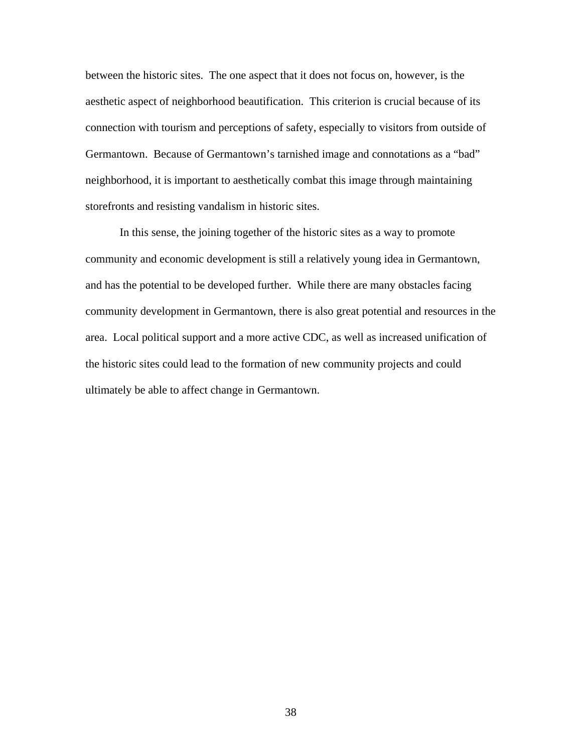between the historic sites. The one aspect that it does not focus on, however, is the aesthetic aspect of neighborhood beautification. This criterion is crucial because of its connection with tourism and perceptions of safety, especially to visitors from outside of Germantown. Because of Germantown's tarnished image and connotations as a "bad" neighborhood, it is important to aesthetically combat this image through maintaining storefronts and resisting vandalism in historic sites.

In this sense, the joining together of the historic sites as a way to promote community and economic development is still a relatively young idea in Germantown, and has the potential to be developed further. While there are many obstacles facing community development in Germantown, there is also great potential and resources in the area. Local political support and a more active CDC, as well as increased unification of the historic sites could lead to the formation of new community projects and could ultimately be able to affect change in Germantown.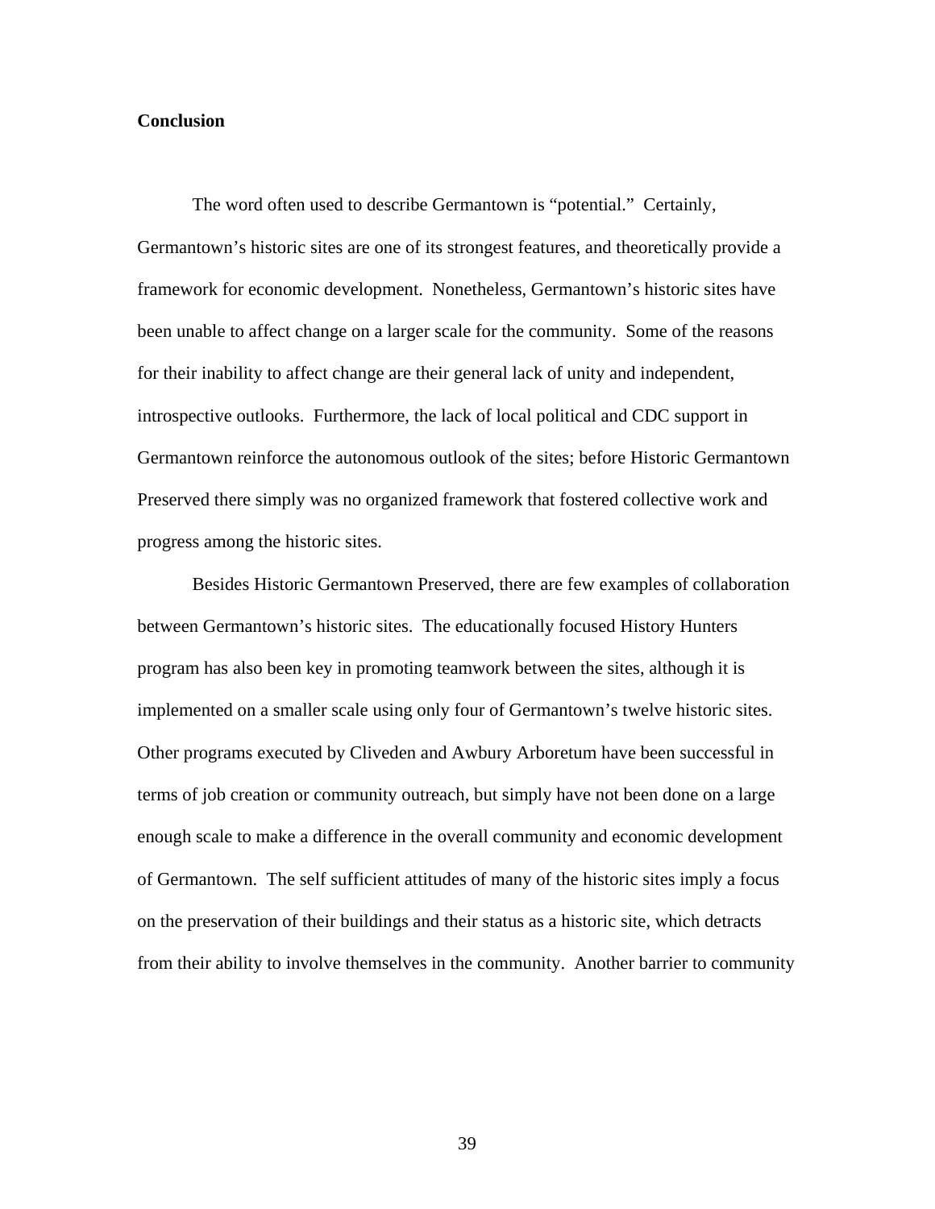## Conclusion

The word often used to describe Germantown is "potential." Certainly, Germantown's historic sites are one of its strongest features, and theoretically provide a framework for economic development. Nonetheless, Germantown's historic sites have been unable to affect change on a larger scale for the community. Some of the reasons for their inability to affect change are their general lack of unity and independent, introspective outlooks. Furthermore, the lack of local political and CDC support in Germantown reinforce the autonomous outlook of the sites; before Historic Germantown Preserved there simply was no organized framework that fostered collective work and progress among the historic sites.

Besides Historic Germantown Preserved, there are few examples of collaboration between Germantown's historic sites. The educationally focused History Hunters program has also been key in promoting teamwork between the sites, although it is implemented on a smaller scale using only four of Germantown's twelve historic sites. Other programs executed by Cliveden and Awbury Arboretum have been successful in terms of job creation or community outreach, but simply have not been done on a large enough scale to make a difference in the overall community and economic development of Germantown. The self sufficient attitudes of many of the historic sites imply a focus on the preservation of their buildings and their status as a historic site, which detracts from their ability to involve themselves in the community. Another barrier to community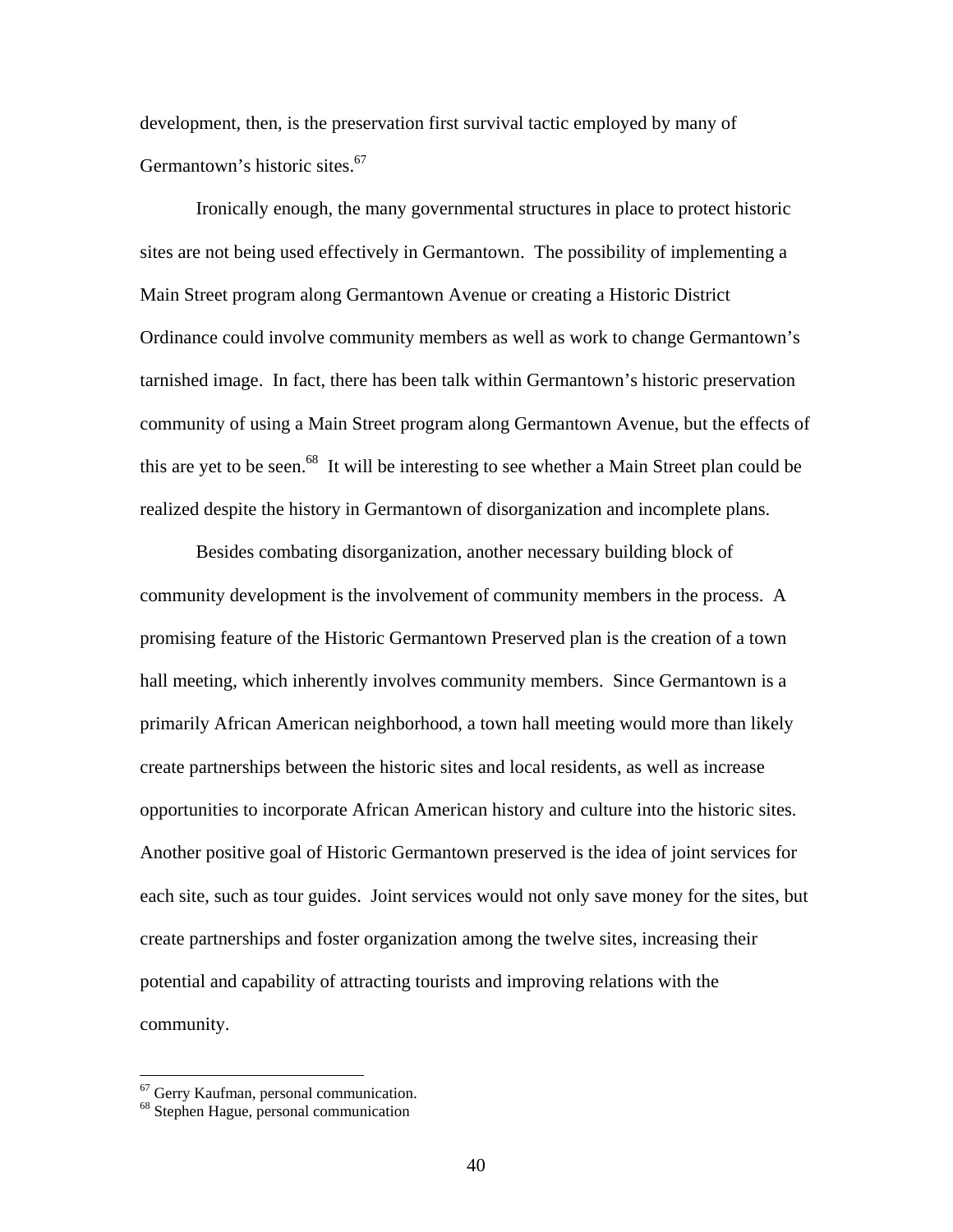development, then, is the preservation first survival tactic employed by many of Germantown's historic sites.[67]

Ironically enough, the many governmental structures in place to protect historic sites are not being used effectively in Germantown. The possibility of implementing a Main Street program along Germantown Avenue or creating a Historic District Ordinance could involve community members as well as work to change Germantown's tarnished image. In fact, there has been talk within Germantown's historic preservation community of using a Main Street program along Germantown Avenue, but the effects of this are yet to be seen.[68] It will be interesting to see whether a Main Street plan could be realized despite the history in Germantown of disorganization and incomplete plans.

Besides combating disorganization, another necessary building block of community development is the involvement of community members in the process. A promising feature of the Historic Germantown Preserved plan is the creation of a town hall meeting, which inherently involves community members. Since Germantown is a primarily African American neighborhood, a town hall meeting would more than likely create partnerships between the historic sites and local residents, as well as increase opportunities to incorporate African American history and culture into the historic sites. Another positive goal of Historic Germantown preserved is the idea of joint services for each site, such as tour guides. Joint services would not only save money for the sites, but create partnerships and foster organization among the twelve sites, increasing their potential and capability of attracting tourists and improving relations with the community.

[67] Gerry Kaufman, personal communication.
[68] Stephen Hague, personal communication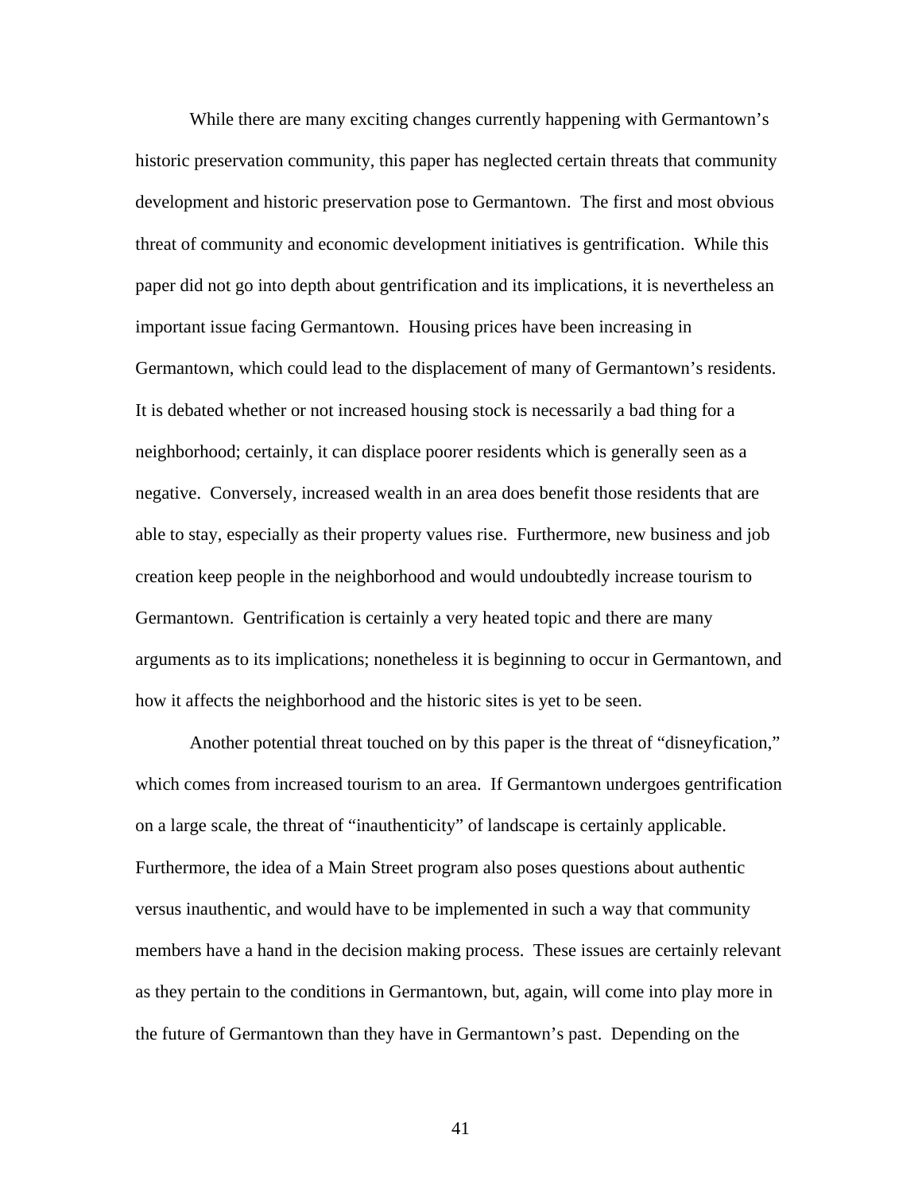While there are many exciting changes currently happening with Germantown's historic preservation community, this paper has neglected certain threats that community development and historic preservation pose to Germantown. The first and most obvious threat of community and economic development initiatives is gentrification. While this paper did not go into depth about gentrification and its implications, it is nevertheless an important issue facing Germantown. Housing prices have been increasing in Germantown, which could lead to the displacement of many of Germantown's residents. It is debated whether or not increased housing stock is necessarily a bad thing for a neighborhood; certainly, it can displace poorer residents which is generally seen as a negative. Conversely, increased wealth in an area does benefit those residents that are able to stay, especially as their property values rise. Furthermore, new business and job creation keep people in the neighborhood and would undoubtedly increase tourism to Germantown. Gentrification is certainly a very heated topic and there are many arguments as to its implications; nonetheless it is beginning to occur in Germantown, and how it affects the neighborhood and the historic sites is yet to be seen.

Another potential threat touched on by this paper is the threat of "disneyfication," which comes from increased tourism to an area. If Germantown undergoes gentrification on a large scale, the threat of "inauthenticity" of landscape is certainly applicable. Furthermore, the idea of a Main Street program also poses questions about authentic versus inauthentic, and would have to be implemented in such a way that community members have a hand in the decision making process. These issues are certainly relevant as they pertain to the conditions in Germantown, but, again, will come into play more in the future of Germantown than they have in Germantown's past. Depending on the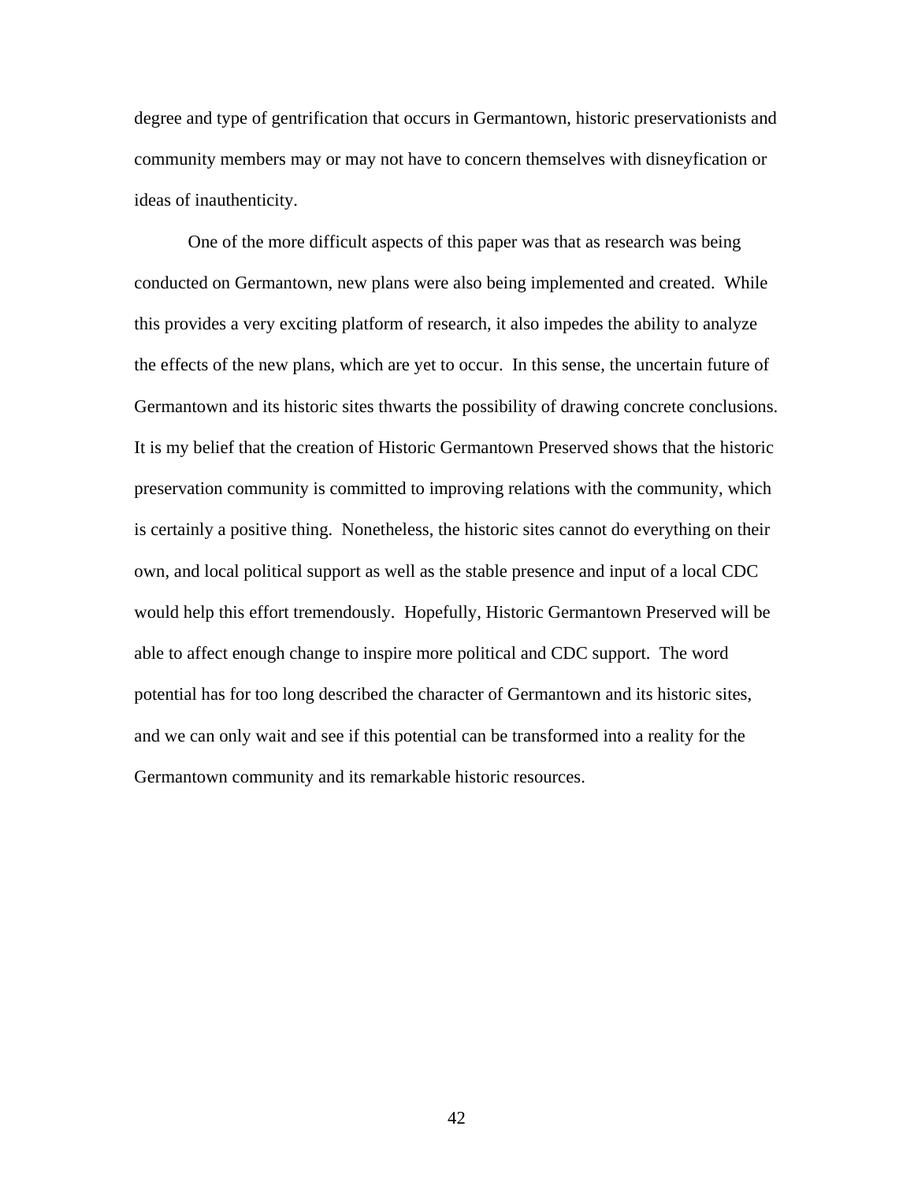degree and type of gentrification that occurs in Germantown, historic preservationists and community members may or may not have to concern themselves with disneyfication or ideas of inauthenticity.

One of the more difficult aspects of this paper was that as research was being conducted on Germantown, new plans were also being implemented and created. While this provides a very exciting platform of research, it also impedes the ability to analyze the effects of the new plans, which are yet to occur. In this sense, the uncertain future of Germantown and its historic sites thwarts the possibility of drawing concrete conclusions. It is my belief that the creation of Historic Germantown Preserved shows that the historic preservation community is committed to improving relations with the community, which is certainly a positive thing. Nonetheless, the historic sites cannot do everything on their own, and local political support as well as the stable presence and input of a local CDC would help this effort tremendously. Hopefully, Historic Germantown Preserved will be able to affect enough change to inspire more political and CDC support. The word potential has for too long described the character of Germantown and its historic sites, and we can only wait and see if this potential can be transformed into a reality for the Germantown community and its remarkable historic resources.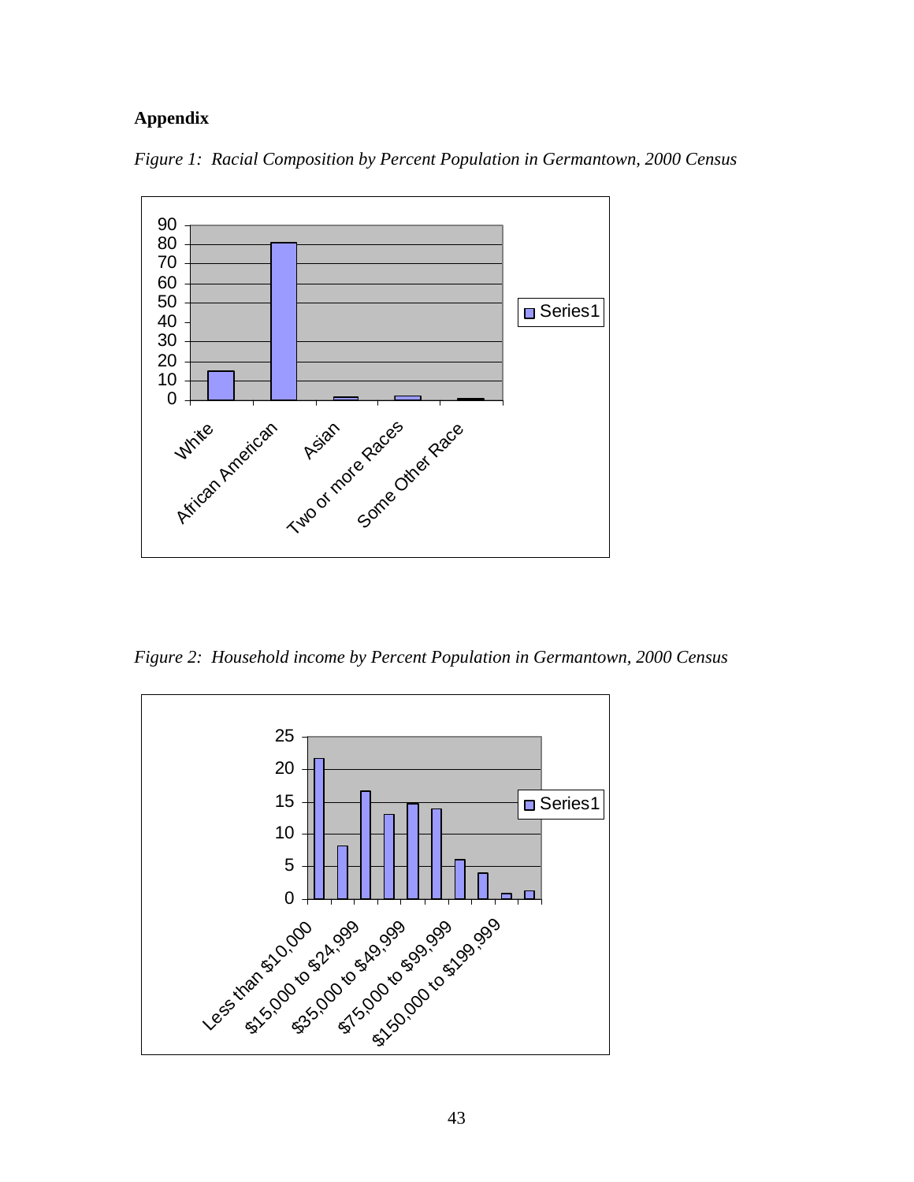**Appendix**

*Figure 1: Racial Composition by Percent Population in Germantown, 2000 Census*

*Figure 2: Household income by Percent Population in Germantown, 2000 Census*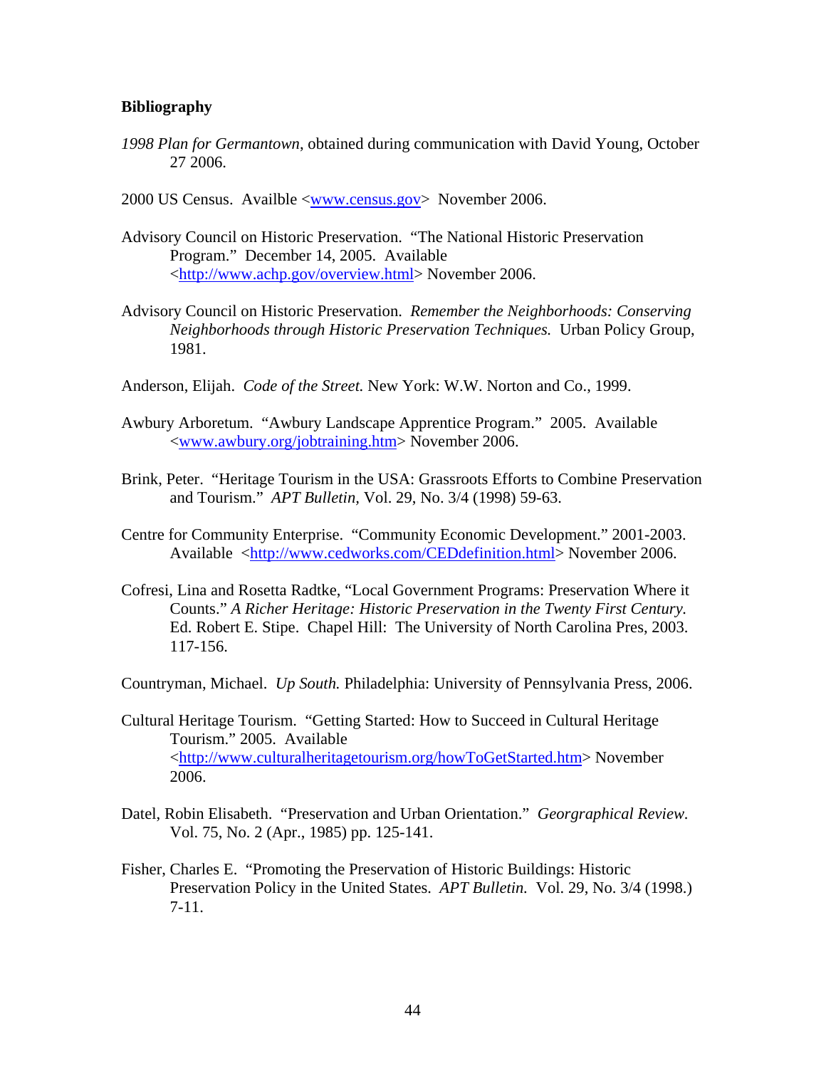**Bibliography**

*1998 Plan for Germantown*, obtained during communication with David Young, October 27 2006.

2000 US Census. Availble <www.census.gov> November 2006.

Advisory Council on Historic Preservation. "The National Historic Preservation Program." December 14, 2005. Available <http://www.achp.gov/overview.html> November 2006.

Advisory Council on Historic Preservation. *Remember the Neighborhoods: Conserving Neighborhoods through Historic Preservation Techniques.* Urban Policy Group, 1981.

Anderson, Elijah. *Code of the Street.* New York: W.W. Norton and Co., 1999.

Awbury Arboretum. "Awbury Landscape Apprentice Program." 2005. Available <www.awbury.org/jobtraining.htm> November 2006.

Brink, Peter. "Heritage Tourism in the USA: Grassroots Efforts to Combine Preservation and Tourism." *APT Bulletin,* Vol. 29, No. 3/4 (1998) 59-63.

Centre for Community Enterprise. "Community Economic Development." 2001-2003. Available <http://www.cedworks.com/CEDdefinition.html> November 2006.

Cofresi, Lina and Rosetta Radtke, "Local Government Programs: Preservation Where it Counts." *A Richer Heritage: Historic Preservation in the Twenty First Century.* Ed. Robert E. Stipe. Chapel Hill: The University of North Carolina Pres, 2003. 117-156.

Countryman, Michael. *Up South.* Philadelphia: University of Pennsylvania Press, 2006.

Cultural Heritage Tourism. "Getting Started: How to Succeed in Cultural Heritage Tourism." 2005. Available <http://www.culturalheritagetourism.org/howToGetStarted.htm> November 2006.

Datel, Robin Elisabeth. "Preservation and Urban Orientation." *Georgraphical Review.* Vol. 75, No. 2 (Apr., 1985) pp. 125-141.

Fisher, Charles E. "Promoting the Preservation of Historic Buildings: Historic Preservation Policy in the United States. *APT Bulletin.* Vol. 29, No. 3/4 (1998.) 7-11.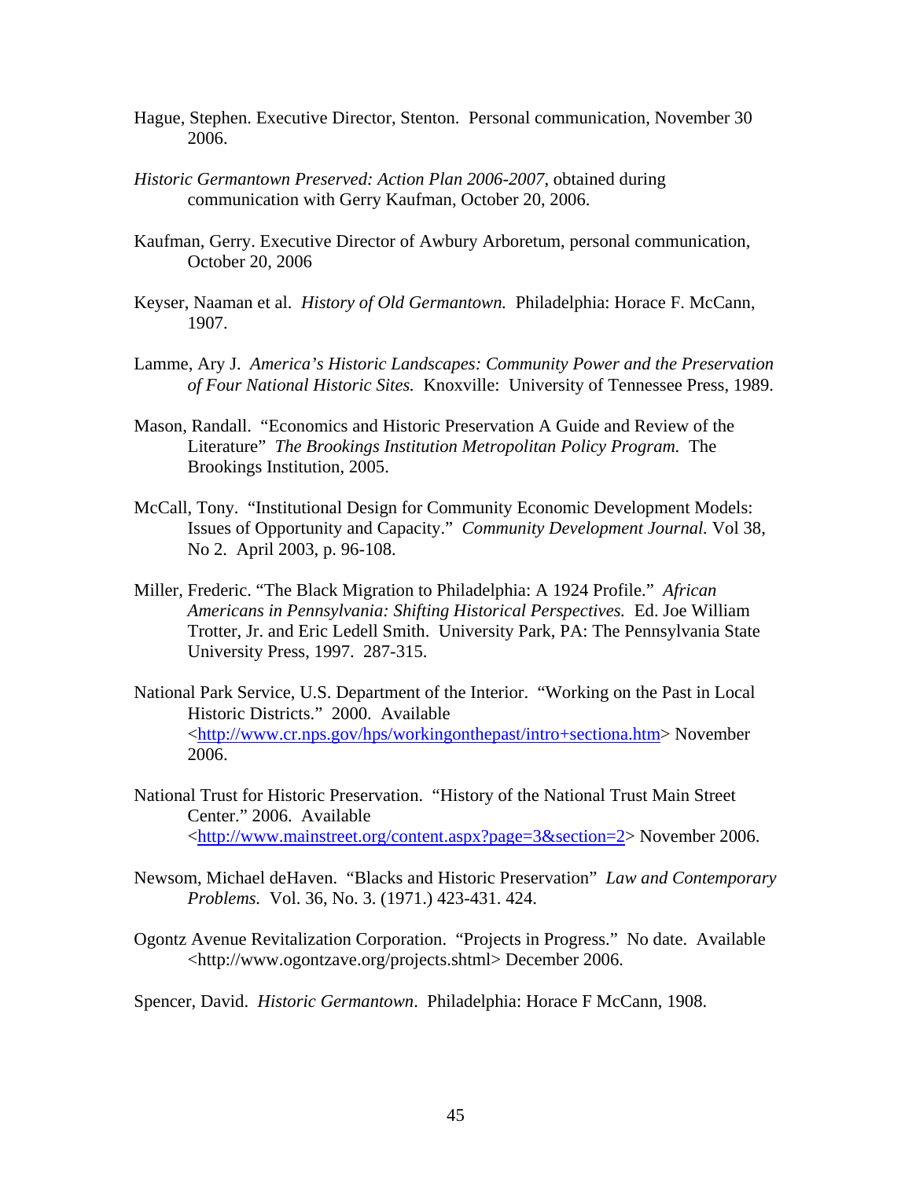Hague, Stephen. Executive Director, Stenton. Personal communication, November 30 2006.

*Historic Germantown Preserved: Action Plan 2006-2007*, obtained during communication with Gerry Kaufman, October 20, 2006.

Kaufman, Gerry. Executive Director of Awbury Arboretum, personal communication, October 20, 2006

Keyser, Naaman et al. *History of Old Germantown.* Philadelphia: Horace F. McCann, 1907.

Lamme, Ary J. *America's Historic Landscapes: Community Power and the Preservation of Four National Historic Sites.* Knoxville: University of Tennessee Press, 1989.

Mason, Randall. "Economics and Historic Preservation A Guide and Review of the Literature" *The Brookings Institution Metropolitan Policy Program.* The Brookings Institution, 2005.

McCall, Tony. "Institutional Design for Community Economic Development Models: Issues of Opportunity and Capacity." *Community Development Journal.* Vol 38, No 2. April 2003, p. 96-108.

Miller, Frederic. "The Black Migration to Philadelphia: A 1924 Profile." *African Americans in Pennsylvania: Shifting Historical Perspectives.* Ed. Joe William Trotter, Jr. and Eric Ledell Smith. University Park, PA: The Pennsylvania State University Press, 1997. 287-315.

National Park Service, U.S. Department of the Interior. "Working on the Past in Local Historic Districts." 2000. Available <http://www.cr.nps.gov/hps/workingonthepast/intro+sectiona.htm> November 2006.

National Trust for Historic Preservation. "History of the National Trust Main Street Center." 2006. Available <http://www.mainstreet.org/content.aspx?page=3&section=2> November 2006.

Newsom, Michael deHaven. "Blacks and Historic Preservation" *Law and Contemporary Problems.* Vol. 36, No. 3. (1971.) 423-431. 424.

Ogontz Avenue Revitalization Corporation. "Projects in Progress." No date. Available <http://www.ogontzave.org/projects.shtml> December 2006.

Spencer, David. *Historic Germantown*. Philadelphia: Horace F McCann, 1908.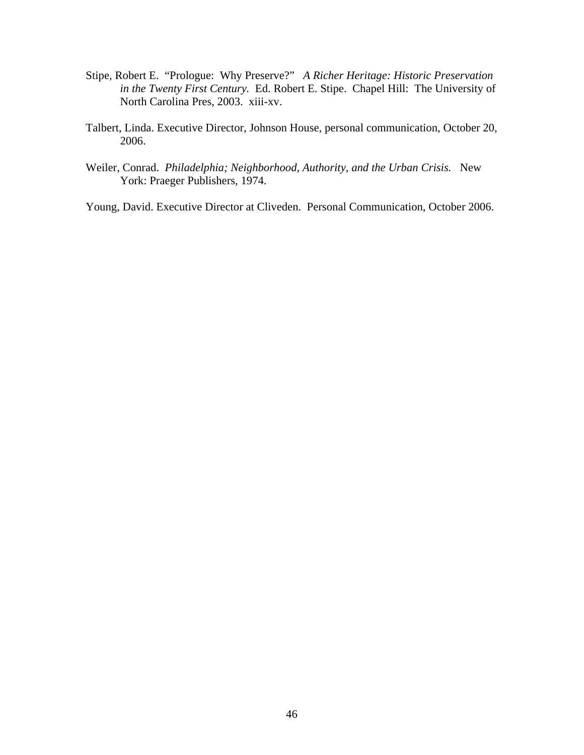Stipe, Robert E. "Prologue: Why Preserve?" *A Richer Heritage: Historic Preservation in the Twenty First Century.* Ed. Robert E. Stipe. Chapel Hill: The University of North Carolina Pres, 2003. xiii-xv.

Talbert, Linda. Executive Director, Johnson House, personal communication, October 20, 2006.

Weiler, Conrad. *Philadelphia; Neighborhood, Authority, and the Urban Crisis.* New York: Praeger Publishers, 1974.

Young, David. Executive Director at Cliveden. Personal Communication, October 2006.